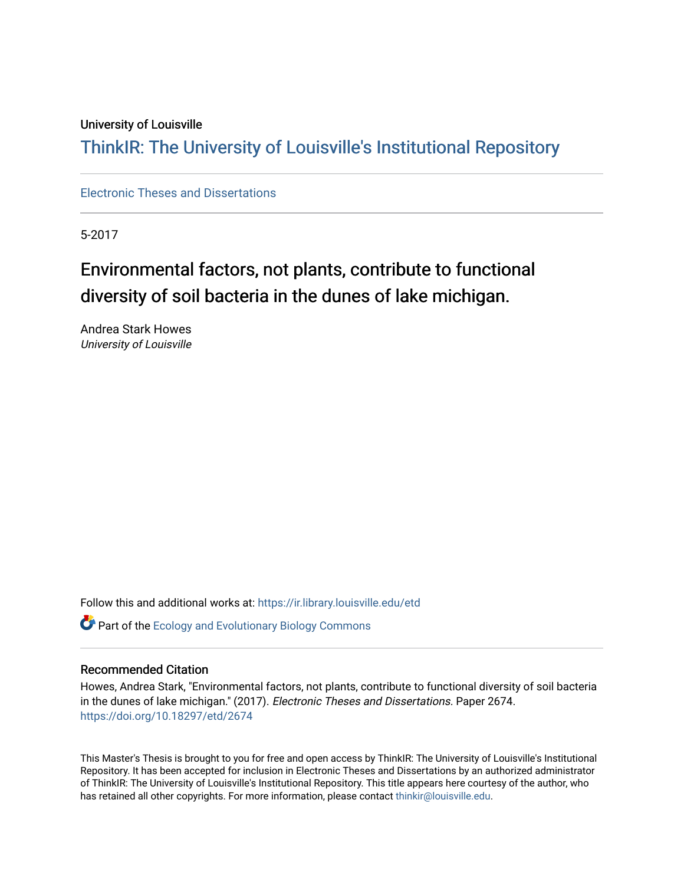University of Louisville

# ThinkIR: The University of Louisville's Institutional Repository

Electronic Theses and Dissertations

5-2017

# Environmental factors, not plants, contribute to functional diversity of soil bacteria in the dunes of lake michigan.

Andrea Stark Howes
*University of Louisville*

Follow this and additional works at: https://ir.library.louisville.edu/etd

Part of the Ecology and Evolutionary Biology Commons

## Recommended Citation

Howes, Andrea Stark, "Environmental factors, not plants, contribute to functional diversity of soil bacteria in the dunes of lake michigan." (2017). *Electronic Theses and Dissertations.* Paper 2674.
https://doi.org/10.18297/etd/2674

This Master's Thesis is brought to you for free and open access by ThinkIR: The University of Louisville's Institutional Repository. It has been accepted for inclusion in Electronic Theses and Dissertations by an authorized administrator of ThinkIR: The University of Louisville's Institutional Repository. This title appears here courtesy of the author, who has retained all other copyrights. For more information, please contact thinkir@louisville.edu.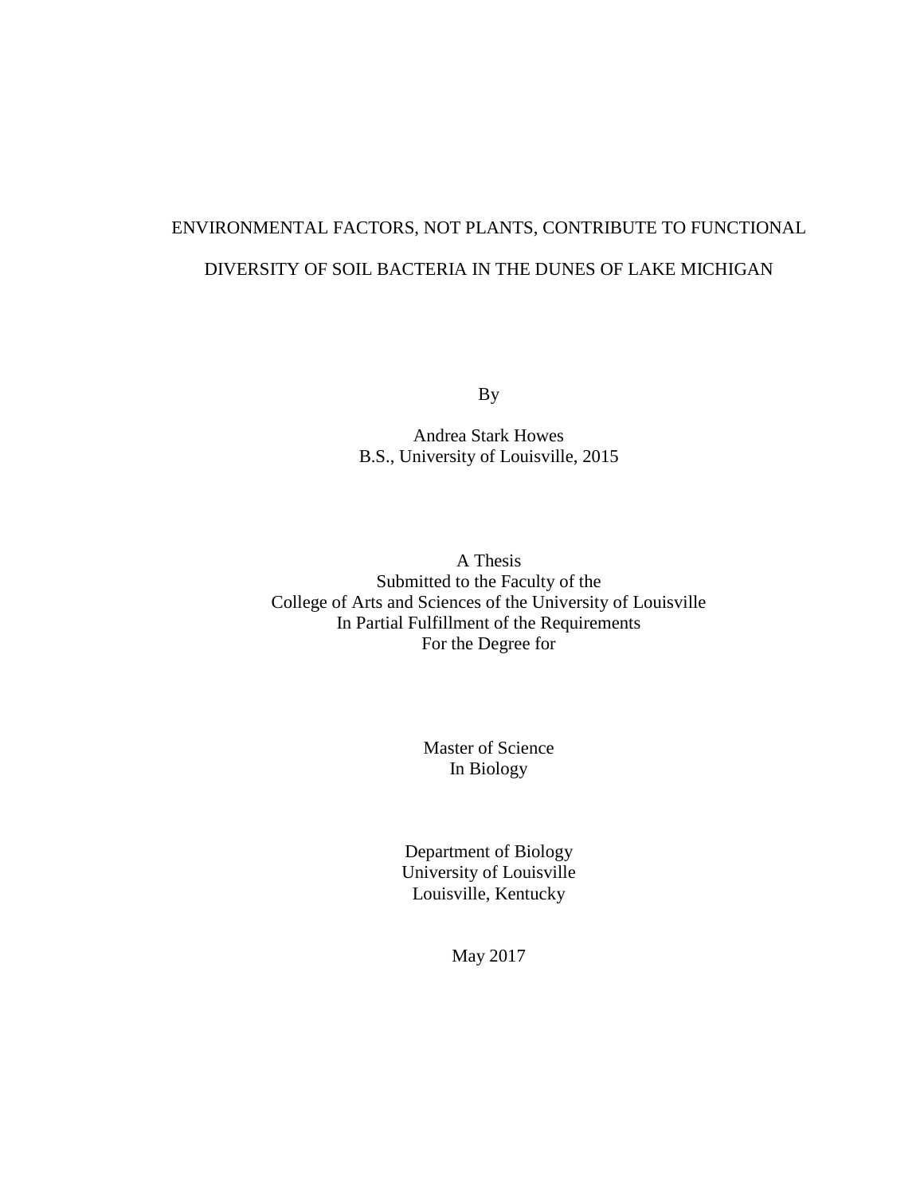# ENVIRONMENTAL FACTORS, NOT PLANTS, CONTRIBUTE TO FUNCTIONAL DIVERSITY OF SOIL BACTERIA IN THE DUNES OF LAKE MICHIGAN

By

Andrea Stark Howes
B.S., University of Louisville, 2015

A Thesis
Submitted to the Faculty of the
College of Arts and Sciences of the University of Louisville
In Partial Fulfillment of the Requirements
For the Degree for

Master of Science
In Biology

Department of Biology
University of Louisville
Louisville, Kentucky

May 2017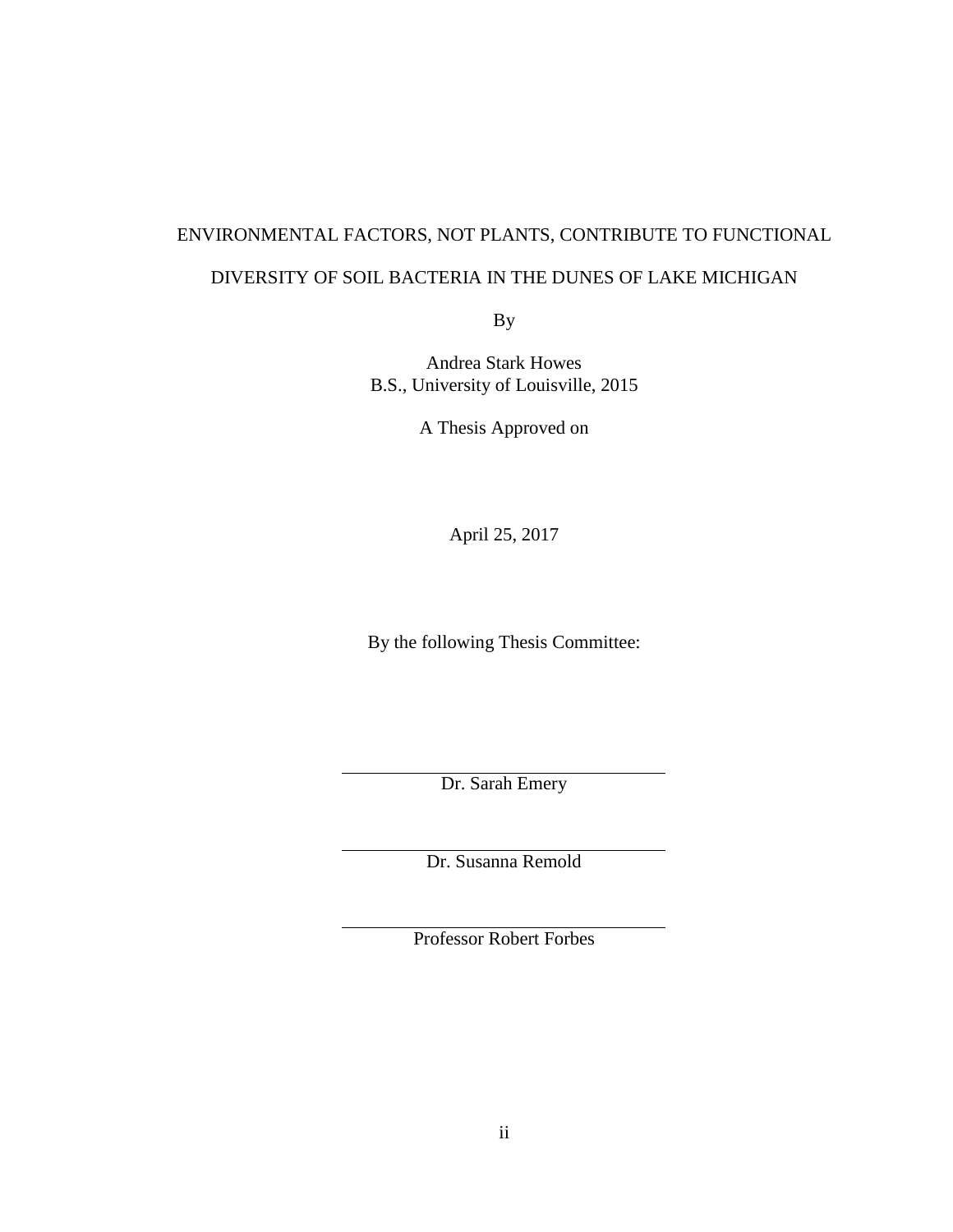ENVIRONMENTAL FACTORS, NOT PLANTS, CONTRIBUTE TO FUNCTIONAL DIVERSITY OF SOIL BACTERIA IN THE DUNES OF LAKE MICHIGAN

By

Andrea Stark Howes
B.S., University of Louisville, 2015

A Thesis Approved on

April 25, 2017

By the following Thesis Committee:

Dr. Sarah Emery

Dr. Susanna Remold

Professor Robert Forbes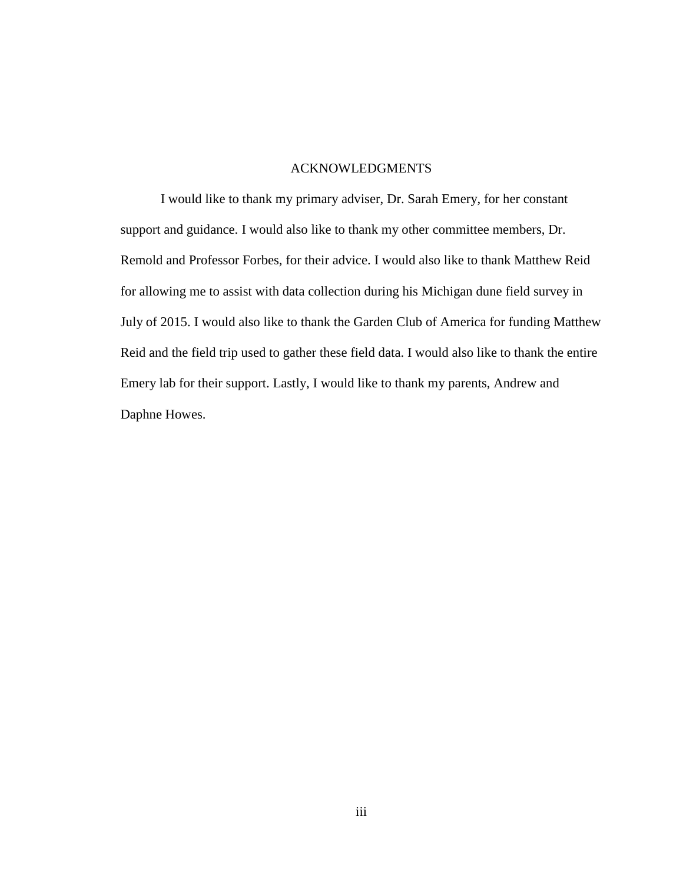# ACKNOWLEDGMENTS

I would like to thank my primary adviser, Dr. Sarah Emery, for her constant support and guidance. I would also like to thank my other committee members, Dr. Remold and Professor Forbes, for their advice. I would also like to thank Matthew Reid for allowing me to assist with data collection during his Michigan dune field survey in July of 2015. I would also like to thank the Garden Club of America for funding Matthew Reid and the field trip used to gather these field data. I would also like to thank the entire Emery lab for their support. Lastly, I would like to thank my parents, Andrew and Daphne Howes.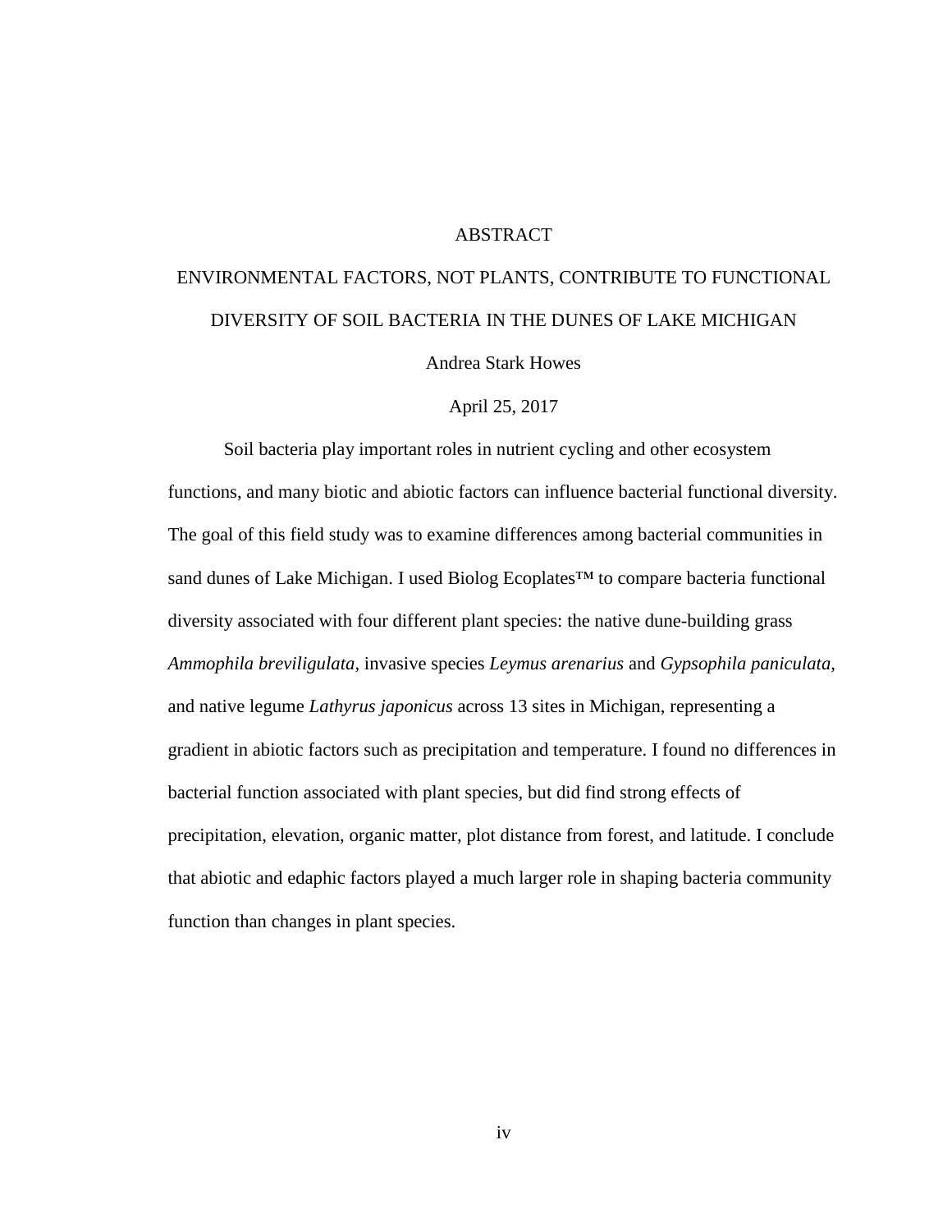# ABSTRACT

## ENVIRONMENTAL FACTORS, NOT PLANTS, CONTRIBUTE TO FUNCTIONAL DIVERSITY OF SOIL BACTERIA IN THE DUNES OF LAKE MICHIGAN

Andrea Stark Howes

April 25, 2017

Soil bacteria play important roles in nutrient cycling and other ecosystem functions, and many biotic and abiotic factors can influence bacterial functional diversity. The goal of this field study was to examine differences among bacterial communities in sand dunes of Lake Michigan. I used Biolog Ecoplates™ to compare bacteria functional diversity associated with four different plant species: the native dune-building grass *Ammophila breviligulata*, invasive species *Leymus arenarius* and *Gypsophila paniculata,* and native legume *Lathyrus japonicus* across 13 sites in Michigan, representing a gradient in abiotic factors such as precipitation and temperature. I found no differences in bacterial function associated with plant species, but did find strong effects of precipitation, elevation, organic matter, plot distance from forest, and latitude. I conclude that abiotic and edaphic factors played a much larger role in shaping bacteria community function than changes in plant species.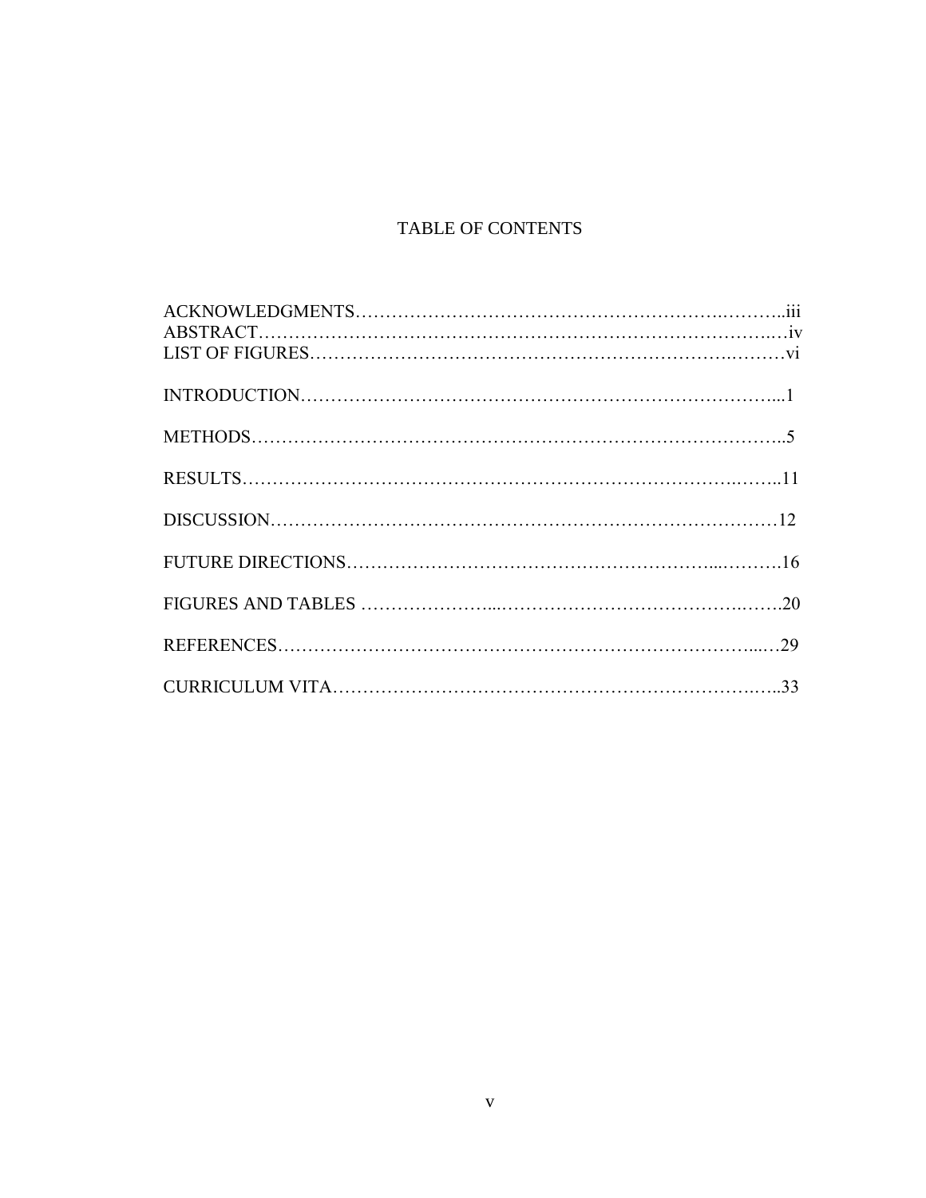# TABLE OF CONTENTS

ACKNOWLEDGMENTS……………………………………………………….………..iii
ABSTRACT…………………………………………………………………….……..…iv
LIST OF FIGURES……………………………………………………………….………vi

INTRODUCTION……………………………………………………………………...1

METHODS…………………………………………………………………………..5

RESULTS………………………………………………………………………….……..11

DISCUSSION…………………………………………………………………………12

FUTURE DIRECTIONS……………………………………………………...……….16

FIGURES AND TABLES …………………...…………………………………….…….20

REFERENCES………………………………………………………………………...…29

CURRICULUM VITA…………………………………………………………….…..33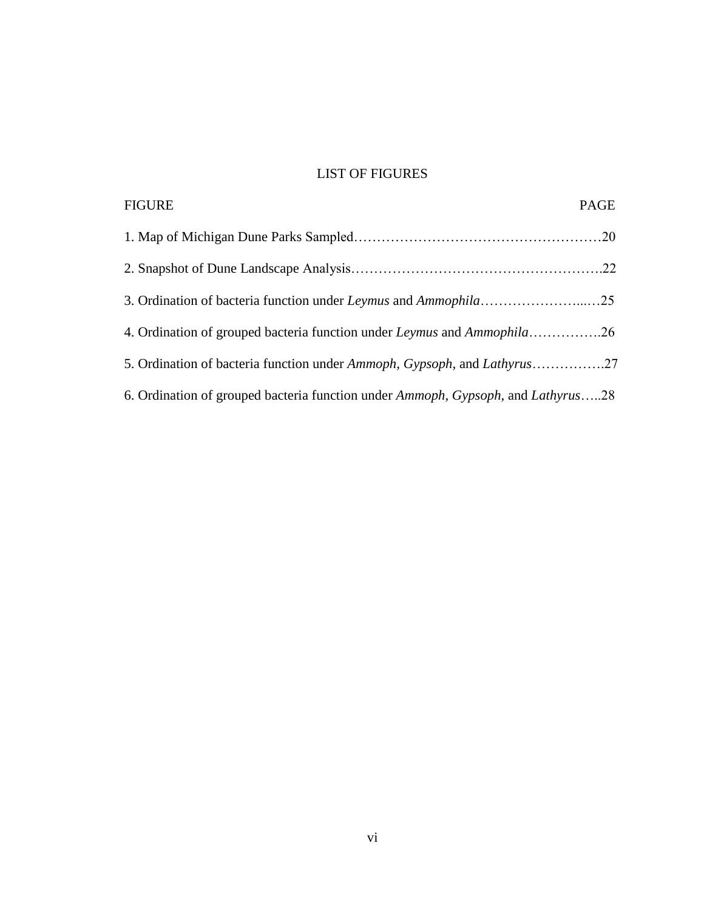# LIST OF FIGURES

| FIGURE | PAGE |
|---|---|
| 1. Map of Michigan Dune Parks Sampled | 20 |
| 2. Snapshot of Dune Landscape Analysis | 22 |
| 3. Ordination of bacteria function under *Leymus* and *Ammophila* | 25 |
| 4. Ordination of grouped bacteria function under *Leymus* and *Ammophila* | 26 |
| 5. Ordination of bacteria function under *Ammoph, Gypsoph,* and *Lathyrus* | 27 |
| 6. Ordination of grouped bacteria function under *Ammoph, Gypsoph,* and *Lathyrus* | 28 |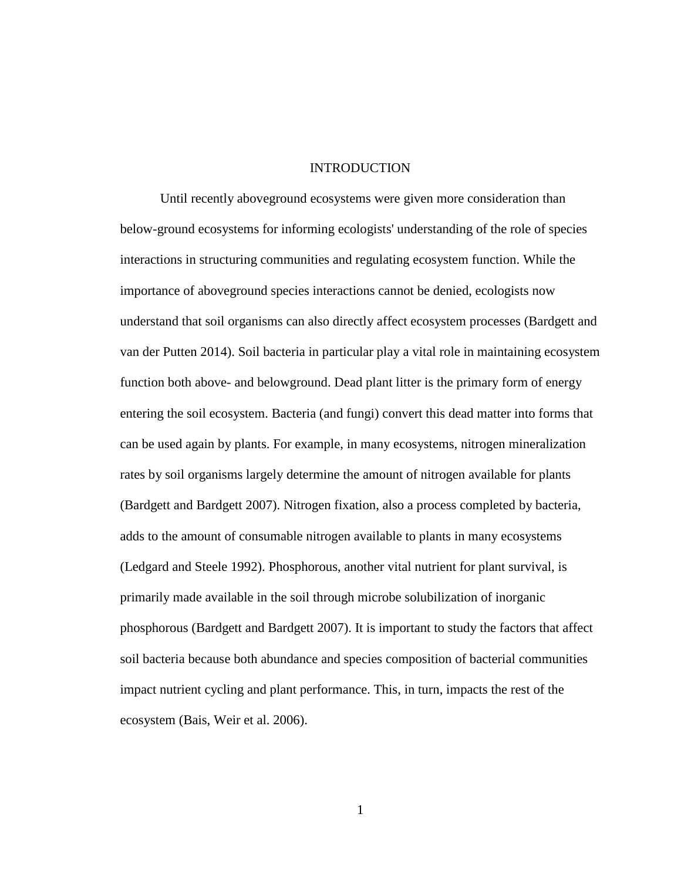# INTRODUCTION

Until recently aboveground ecosystems were given more consideration than below-ground ecosystems for informing ecologists' understanding of the role of species interactions in structuring communities and regulating ecosystem function. While the importance of aboveground species interactions cannot be denied, ecologists now understand that soil organisms can also directly affect ecosystem processes (Bardgett and van der Putten 2014). Soil bacteria in particular play a vital role in maintaining ecosystem function both above- and belowground. Dead plant litter is the primary form of energy entering the soil ecosystem. Bacteria (and fungi) convert this dead matter into forms that can be used again by plants. For example, in many ecosystems, nitrogen mineralization rates by soil organisms largely determine the amount of nitrogen available for plants (Bardgett and Bardgett 2007). Nitrogen fixation, also a process completed by bacteria, adds to the amount of consumable nitrogen available to plants in many ecosystems (Ledgard and Steele 1992). Phosphorous, another vital nutrient for plant survival, is primarily made available in the soil through microbe solubilization of inorganic phosphorous (Bardgett and Bardgett 2007). It is important to study the factors that affect soil bacteria because both abundance and species composition of bacterial communities impact nutrient cycling and plant performance. This, in turn, impacts the rest of the ecosystem (Bais, Weir et al. 2006).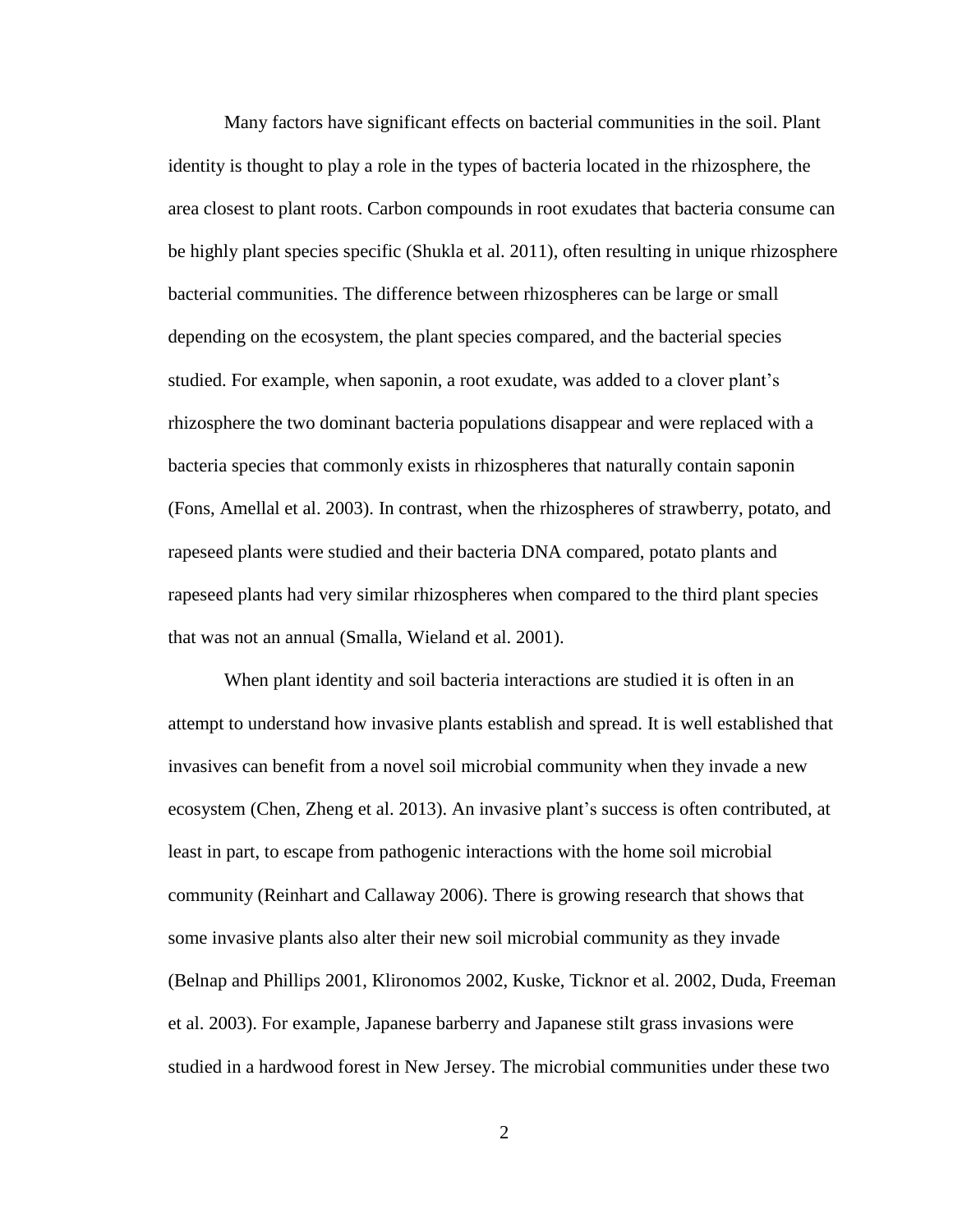Many factors have significant effects on bacterial communities in the soil. Plant identity is thought to play a role in the types of bacteria located in the rhizosphere, the area closest to plant roots. Carbon compounds in root exudates that bacteria consume can be highly plant species specific (Shukla et al. 2011), often resulting in unique rhizosphere bacterial communities. The difference between rhizospheres can be large or small depending on the ecosystem, the plant species compared, and the bacterial species studied. For example, when saponin, a root exudate, was added to a clover plant's rhizosphere the two dominant bacteria populations disappear and were replaced with a bacteria species that commonly exists in rhizospheres that naturally contain saponin (Fons, Amellal et al. 2003). In contrast, when the rhizospheres of strawberry, potato, and rapeseed plants were studied and their bacteria DNA compared, potato plants and rapeseed plants had very similar rhizospheres when compared to the third plant species that was not an annual (Smalla, Wieland et al. 2001).

When plant identity and soil bacteria interactions are studied it is often in an attempt to understand how invasive plants establish and spread. It is well established that invasives can benefit from a novel soil microbial community when they invade a new ecosystem (Chen, Zheng et al. 2013). An invasive plant's success is often contributed, at least in part, to escape from pathogenic interactions with the home soil microbial community (Reinhart and Callaway 2006). There is growing research that shows that some invasive plants also alter their new soil microbial community as they invade (Belnap and Phillips 2001, Klironomos 2002, Kuske, Ticknor et al. 2002, Duda, Freeman et al. 2003). For example, Japanese barberry and Japanese stilt grass invasions were studied in a hardwood forest in New Jersey. The microbial communities under these two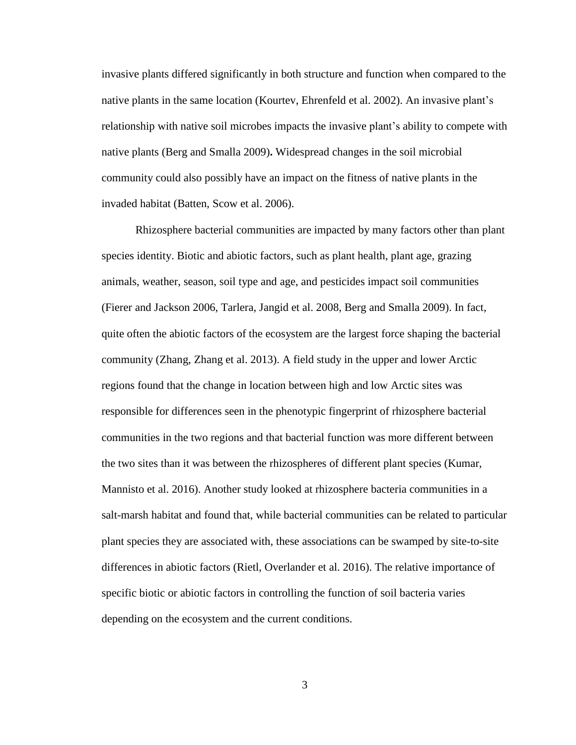invasive plants differed significantly in both structure and function when compared to the native plants in the same location (Kourtev, Ehrenfeld et al. 2002). An invasive plant's relationship with native soil microbes impacts the invasive plant's ability to compete with native plants (Berg and Smalla 2009). Widespread changes in the soil microbial community could also possibly have an impact on the fitness of native plants in the invaded habitat (Batten, Scow et al. 2006).

Rhizosphere bacterial communities are impacted by many factors other than plant species identity. Biotic and abiotic factors, such as plant health, plant age, grazing animals, weather, season, soil type and age, and pesticides impact soil communities (Fierer and Jackson 2006, Tarlera, Jangid et al. 2008, Berg and Smalla 2009). In fact, quite often the abiotic factors of the ecosystem are the largest force shaping the bacterial community (Zhang, Zhang et al. 2013). A field study in the upper and lower Arctic regions found that the change in location between high and low Arctic sites was responsible for differences seen in the phenotypic fingerprint of rhizosphere bacterial communities in the two regions and that bacterial function was more different between the two sites than it was between the rhizospheres of different plant species (Kumar, Mannisto et al. 2016). Another study looked at rhizosphere bacteria communities in a salt-marsh habitat and found that, while bacterial communities can be related to particular plant species they are associated with, these associations can be swamped by site-to-site differences in abiotic factors (Rietl, Overlander et al. 2016). The relative importance of specific biotic or abiotic factors in controlling the function of soil bacteria varies depending on the ecosystem and the current conditions.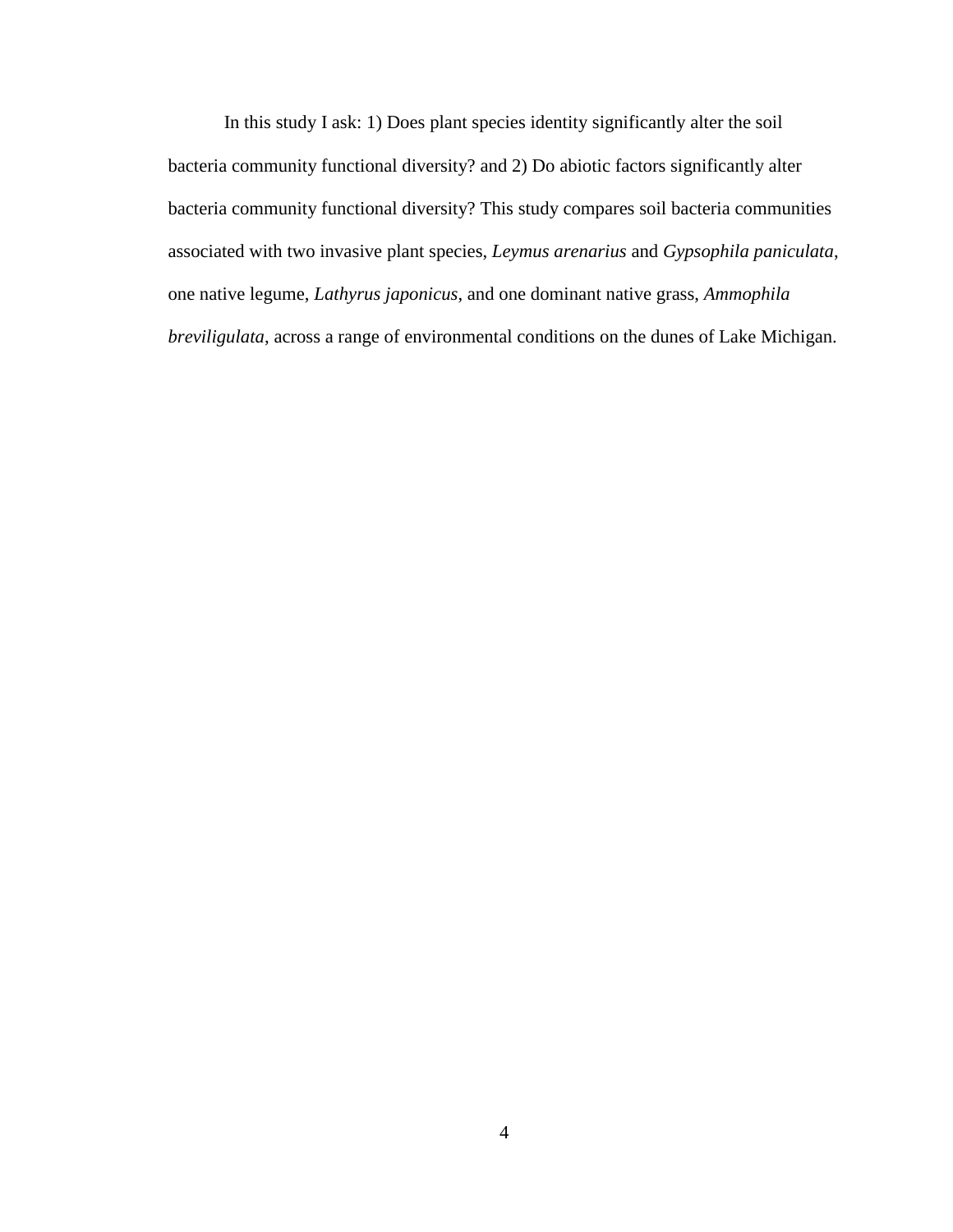In this study I ask: 1) Does plant species identity significantly alter the soil bacteria community functional diversity? and 2) Do abiotic factors significantly alter bacteria community functional diversity? This study compares soil bacteria communities associated with two invasive plant species, *Leymus arenarius* and *Gypsophila paniculata*, one native legume, *Lathyrus japonicus*, and one dominant native grass, *Ammophila breviligulata*, across a range of environmental conditions on the dunes of Lake Michigan.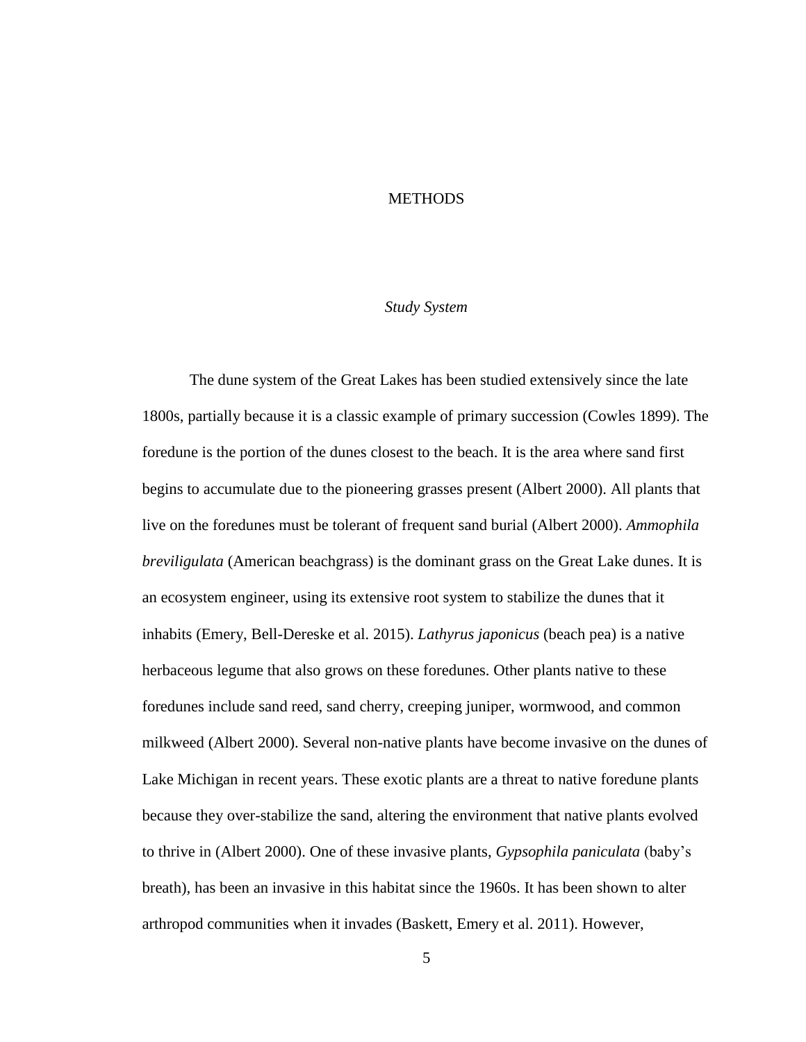# METHODS

## *Study System*

The dune system of the Great Lakes has been studied extensively since the late 1800s, partially because it is a classic example of primary succession (Cowles 1899). The foredune is the portion of the dunes closest to the beach. It is the area where sand first begins to accumulate due to the pioneering grasses present (Albert 2000). All plants that live on the foredunes must be tolerant of frequent sand burial (Albert 2000). *Ammophila breviligulata* (American beachgrass) is the dominant grass on the Great Lake dunes. It is an ecosystem engineer, using its extensive root system to stabilize the dunes that it inhabits (Emery, Bell-Dereske et al. 2015). *Lathyrus japonicus* (beach pea) is a native herbaceous legume that also grows on these foredunes. Other plants native to these foredunes include sand reed, sand cherry, creeping juniper, wormwood, and common milkweed (Albert 2000). Several non-native plants have become invasive on the dunes of Lake Michigan in recent years. These exotic plants are a threat to native foredune plants because they over-stabilize the sand, altering the environment that native plants evolved to thrive in (Albert 2000). One of these invasive plants, *Gypsophila paniculata* (baby's breath), has been an invasive in this habitat since the 1960s. It has been shown to alter arthropod communities when it invades (Baskett, Emery et al. 2011). However,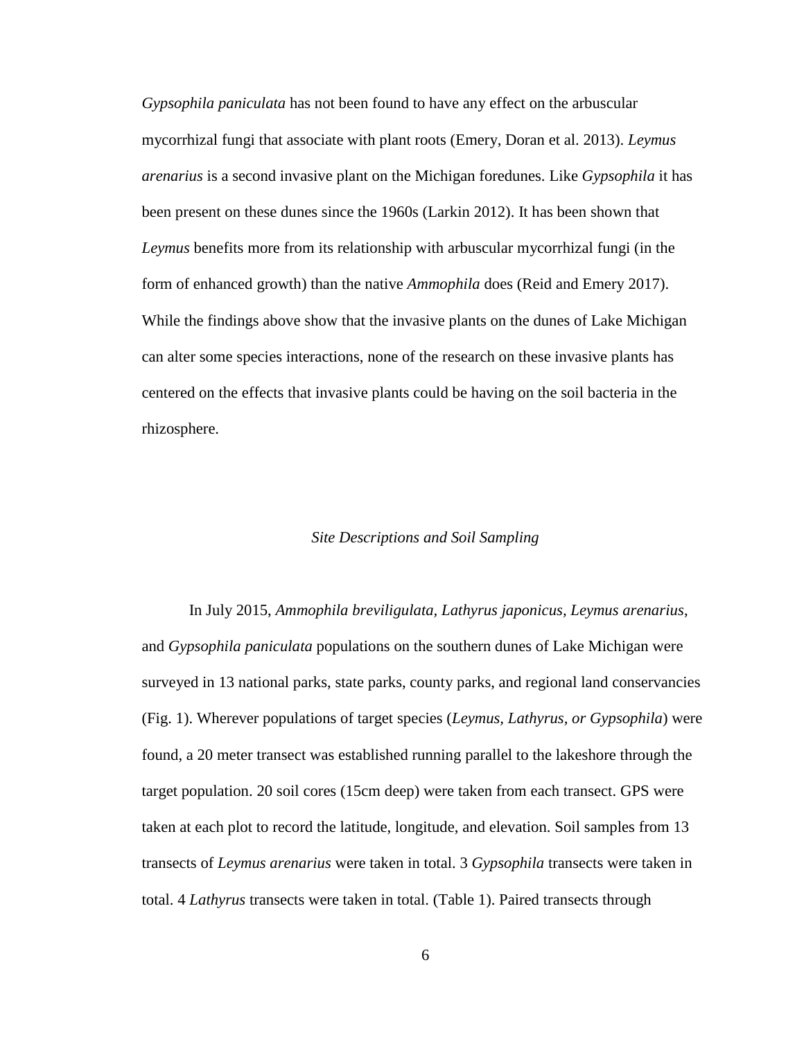*Gypsophila paniculata* has not been found to have any effect on the arbuscular mycorrhizal fungi that associate with plant roots (Emery, Doran et al. 2013). *Leymus arenarius* is a second invasive plant on the Michigan foredunes. Like *Gypsophila* it has been present on these dunes since the 1960s (Larkin 2012). It has been shown that *Leymus* benefits more from its relationship with arbuscular mycorrhizal fungi (in the form of enhanced growth) than the native *Ammophila* does (Reid and Emery 2017). While the findings above show that the invasive plants on the dunes of Lake Michigan can alter some species interactions, none of the research on these invasive plants has centered on the effects that invasive plants could be having on the soil bacteria in the rhizosphere.

### *Site Descriptions and Soil Sampling*

In July 2015, *Ammophila breviligulata, Lathyrus japonicus, Leymus arenarius*, and *Gypsophila paniculata* populations on the southern dunes of Lake Michigan were surveyed in 13 national parks, state parks, county parks, and regional land conservancies (Fig. 1). Wherever populations of target species (*Leymus, Lathyrus, or Gypsophila*) were found, a 20 meter transect was established running parallel to the lakeshore through the target population. 20 soil cores (15cm deep) were taken from each transect. GPS were taken at each plot to record the latitude, longitude, and elevation. Soil samples from 13 transects of *Leymus arenarius* were taken in total. 3 *Gypsophila* transects were taken in total. 4 *Lathyrus* transects were taken in total. (Table 1). Paired transects through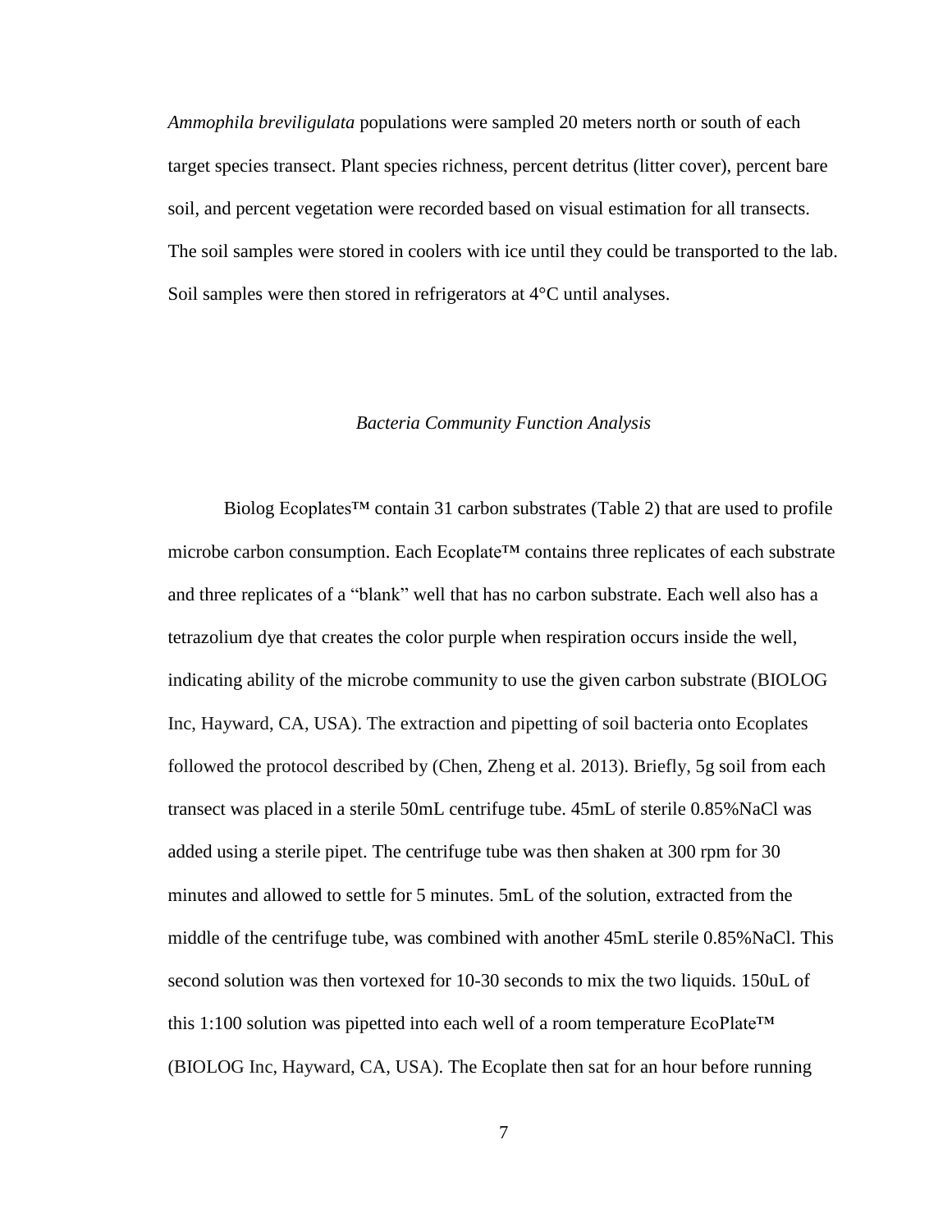*Ammophila breviligulata* populations were sampled 20 meters north or south of each target species transect. Plant species richness, percent detritus (litter cover), percent bare soil, and percent vegetation were recorded based on visual estimation for all transects. The soil samples were stored in coolers with ice until they could be transported to the lab. Soil samples were then stored in refrigerators at 4°C until analyses.

### *Bacteria Community Function Analysis*

Biolog Ecoplates™ contain 31 carbon substrates (Table 2) that are used to profile microbe carbon consumption. Each Ecoplate™ contains three replicates of each substrate and three replicates of a "blank" well that has no carbon substrate. Each well also has a tetrazolium dye that creates the color purple when respiration occurs inside the well, indicating ability of the microbe community to use the given carbon substrate (BIOLOG Inc, Hayward, CA, USA). The extraction and pipetting of soil bacteria onto Ecoplates followed the protocol described by (Chen, Zheng et al. 2013). Briefly, 5g soil from each transect was placed in a sterile 50mL centrifuge tube. 45mL of sterile 0.85%NaCl was added using a sterile pipet. The centrifuge tube was then shaken at 300 rpm for 30 minutes and allowed to settle for 5 minutes. 5mL of the solution, extracted from the middle of the centrifuge tube, was combined with another 45mL sterile 0.85%NaCl. This second solution was then vortexed for 10-30 seconds to mix the two liquids. 150uL of this 1:100 solution was pipetted into each well of a room temperature EcoPlate™ (BIOLOG Inc, Hayward, CA, USA). The Ecoplate then sat for an hour before running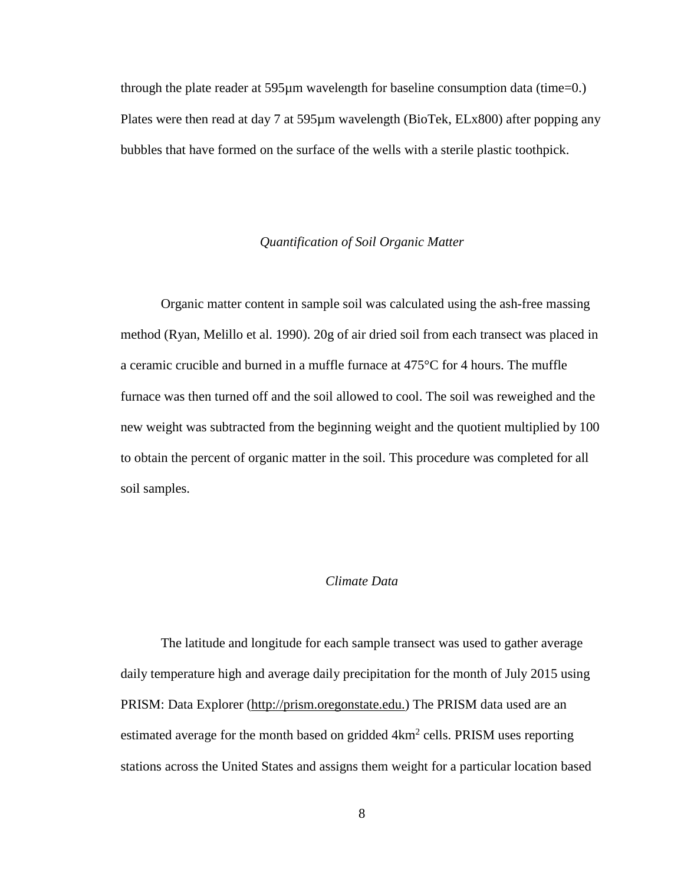through the plate reader at 595μm wavelength for baseline consumption data (time=0.) Plates were then read at day 7 at 595μm wavelength (BioTek, ELx800) after popping any bubbles that have formed on the surface of the wells with a sterile plastic toothpick.

### *Quantification of Soil Organic Matter*

Organic matter content in sample soil was calculated using the ash-free massing method (Ryan, Melillo et al. 1990). 20g of air dried soil from each transect was placed in a ceramic crucible and burned in a muffle furnace at 475°C for 4 hours. The muffle furnace was then turned off and the soil allowed to cool. The soil was reweighed and the new weight was subtracted from the beginning weight and the quotient multiplied by 100 to obtain the percent of organic matter in the soil. This procedure was completed for all soil samples.

### *Climate Data*

The latitude and longitude for each sample transect was used to gather average daily temperature high and average daily precipitation for the month of July 2015 using PRISM: Data Explorer (http://prism.oregonstate.edu.) The PRISM data used are an estimated average for the month based on gridded $4km^2$ cells. PRISM uses reporting stations across the United States and assigns them weight for a particular location based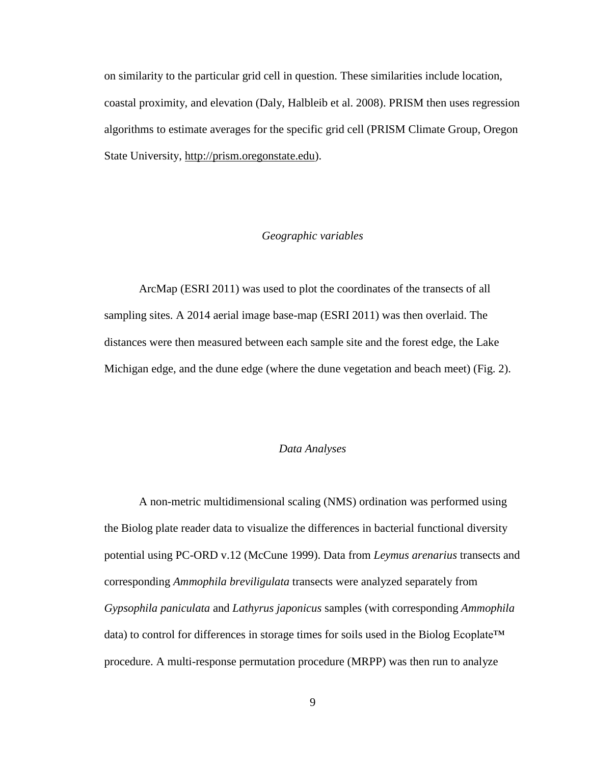on similarity to the particular grid cell in question. These similarities include location, coastal proximity, and elevation (Daly, Halbleib et al. 2008). PRISM then uses regression algorithms to estimate averages for the specific grid cell (PRISM Climate Group, Oregon State University, http://prism.oregonstate.edu).

### *Geographic variables*

ArcMap (ESRI 2011) was used to plot the coordinates of the transects of all sampling sites. A 2014 aerial image base-map (ESRI 2011) was then overlaid. The distances were then measured between each sample site and the forest edge, the Lake Michigan edge, and the dune edge (where the dune vegetation and beach meet) (Fig. 2).

### *Data Analyses*

A non-metric multidimensional scaling (NMS) ordination was performed using the Biolog plate reader data to visualize the differences in bacterial functional diversity potential using PC-ORD v.12 (McCune 1999). Data from *Leymus arenarius* transects and corresponding *Ammophila breviligulata* transects were analyzed separately from *Gypsophila paniculata* and *Lathyrus japonicus* samples (with corresponding *Ammophila* data) to control for differences in storage times for soils used in the Biolog Ecoplate™ procedure. A multi-response permutation procedure (MRPP) was then run to analyze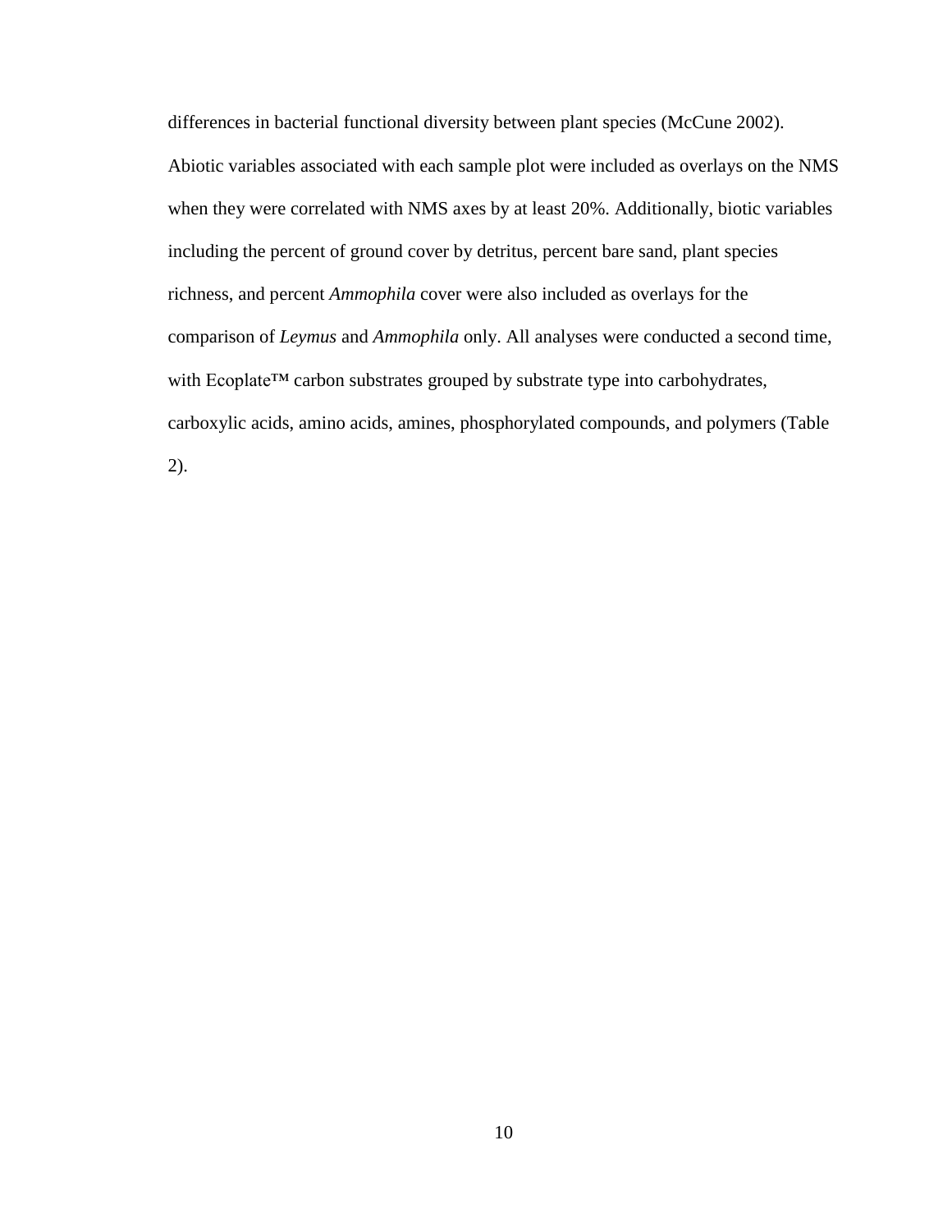differences in bacterial functional diversity between plant species (McCune 2002). Abiotic variables associated with each sample plot were included as overlays on the NMS when they were correlated with NMS axes by at least 20%. Additionally, biotic variables including the percent of ground cover by detritus, percent bare sand, plant species richness, and percent *Ammophila* cover were also included as overlays for the comparison of *Leymus* and *Ammophila* only. All analyses were conducted a second time, with Ecoplate™ carbon substrates grouped by substrate type into carbohydrates, carboxylic acids, amino acids, amines, phosphorylated compounds, and polymers (Table 2).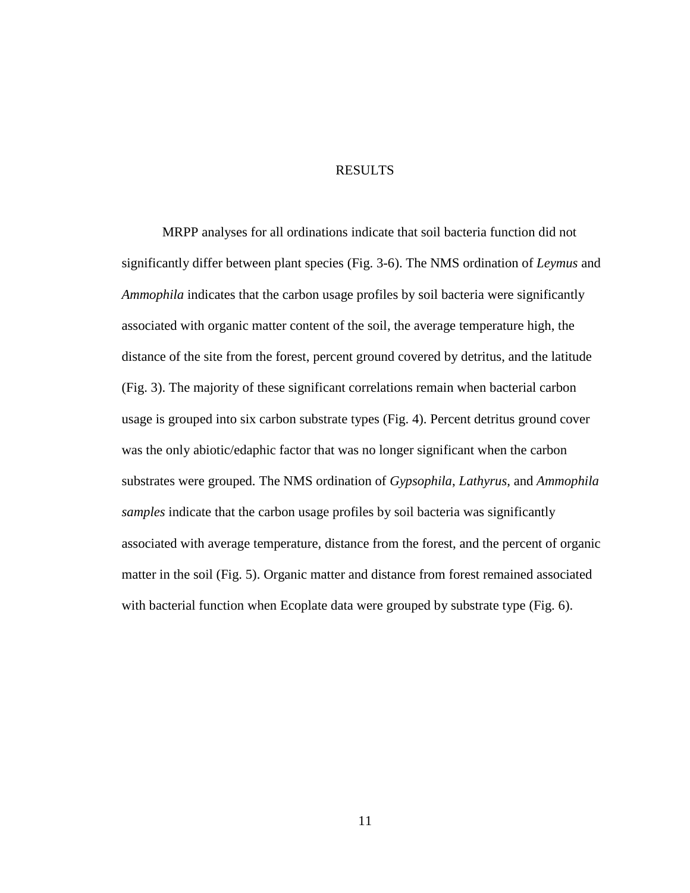# RESULTS

MRPP analyses for all ordinations indicate that soil bacteria function did not significantly differ between plant species (Fig. 3-6). The NMS ordination of *Leymus* and *Ammophila* indicates that the carbon usage profiles by soil bacteria were significantly associated with organic matter content of the soil, the average temperature high, the distance of the site from the forest, percent ground covered by detritus, and the latitude (Fig. 3). The majority of these significant correlations remain when bacterial carbon usage is grouped into six carbon substrate types (Fig. 4). Percent detritus ground cover was the only abiotic/edaphic factor that was no longer significant when the carbon substrates were grouped. The NMS ordination of *Gypsophila*, *Lathyrus*, and *Ammophila samples* indicate that the carbon usage profiles by soil bacteria was significantly associated with average temperature, distance from the forest, and the percent of organic matter in the soil (Fig. 5). Organic matter and distance from forest remained associated with bacterial function when Ecoplate data were grouped by substrate type (Fig. 6).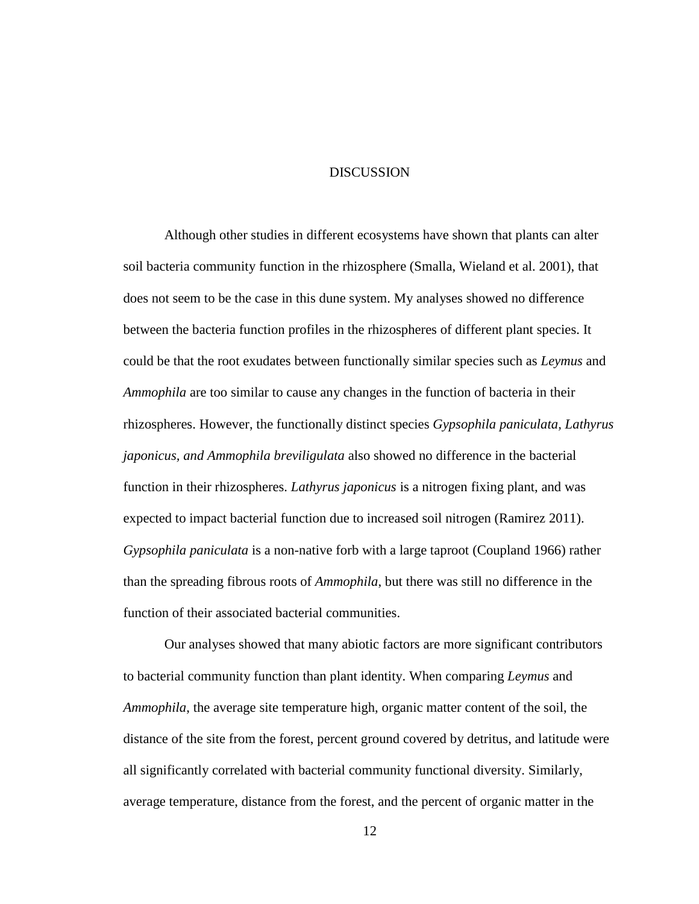# DISCUSSION

Although other studies in different ecosystems have shown that plants can alter soil bacteria community function in the rhizosphere (Smalla, Wieland et al. 2001), that does not seem to be the case in this dune system. My analyses showed no difference between the bacteria function profiles in the rhizospheres of different plant species. It could be that the root exudates between functionally similar species such as *Leymus* and *Ammophila* are too similar to cause any changes in the function of bacteria in their rhizospheres. However, the functionally distinct species *Gypsophila paniculata, Lathyrus japonicus, and Ammophila breviligulata* also showed no difference in the bacterial function in their rhizospheres. *Lathyrus japonicus* is a nitrogen fixing plant, and was expected to impact bacterial function due to increased soil nitrogen (Ramirez 2011). *Gypsophila paniculata* is a non-native forb with a large taproot (Coupland 1966) rather than the spreading fibrous roots of *Ammophila*, but there was still no difference in the function of their associated bacterial communities.

Our analyses showed that many abiotic factors are more significant contributors to bacterial community function than plant identity. When comparing *Leymus* and *Ammophila*, the average site temperature high, organic matter content of the soil, the distance of the site from the forest, percent ground covered by detritus, and latitude were all significantly correlated with bacterial community functional diversity. Similarly, average temperature, distance from the forest, and the percent of organic matter in the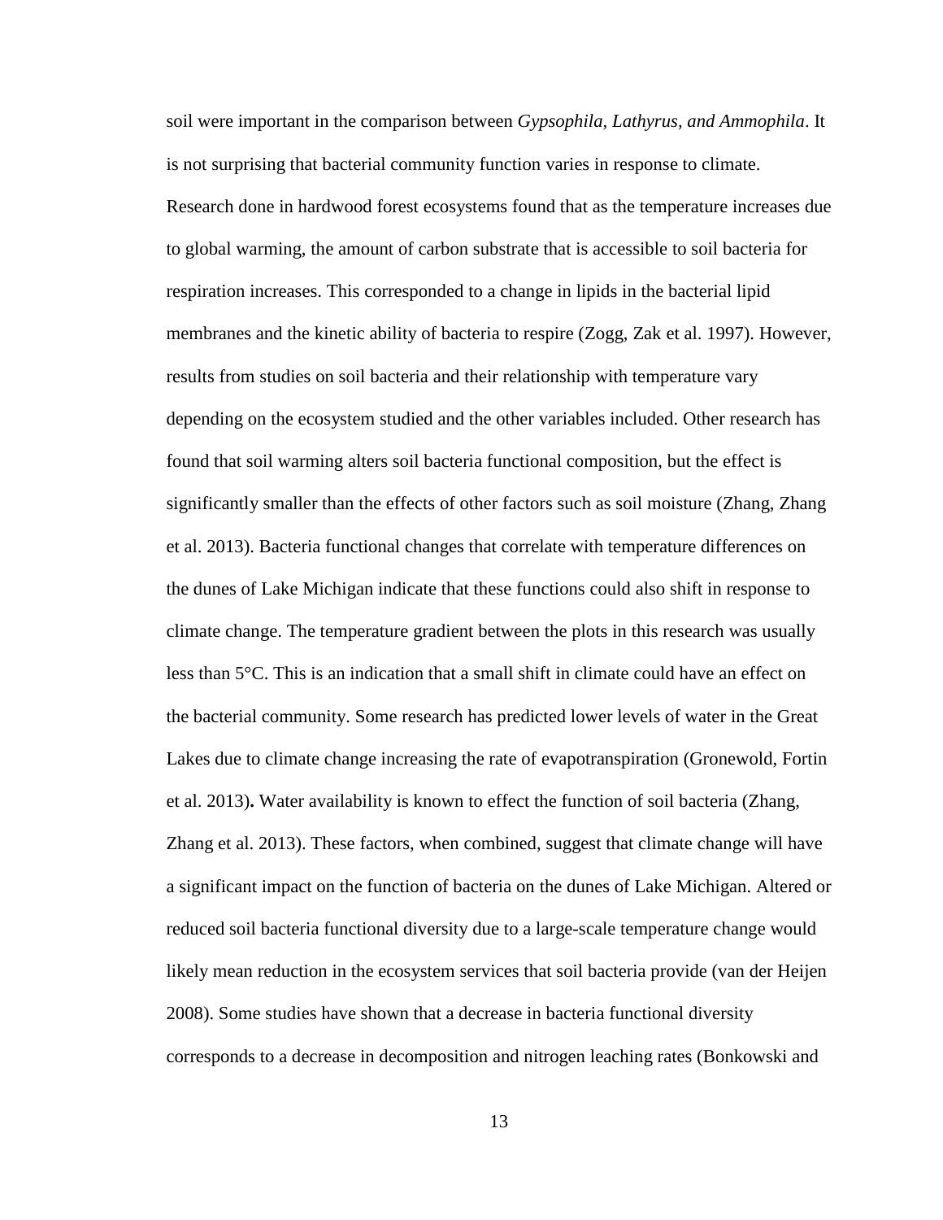soil were important in the comparison between *Gypsophila, Lathyrus, and Ammophila*. It is not surprising that bacterial community function varies in response to climate. Research done in hardwood forest ecosystems found that as the temperature increases due to global warming, the amount of carbon substrate that is accessible to soil bacteria for respiration increases. This corresponded to a change in lipids in the bacterial lipid membranes and the kinetic ability of bacteria to respire (Zogg, Zak et al. 1997). However, results from studies on soil bacteria and their relationship with temperature vary depending on the ecosystem studied and the other variables included. Other research has found that soil warming alters soil bacteria functional composition, but the effect is significantly smaller than the effects of other factors such as soil moisture (Zhang, Zhang et al. 2013). Bacteria functional changes that correlate with temperature differences on the dunes of Lake Michigan indicate that these functions could also shift in response to climate change. The temperature gradient between the plots in this research was usually less than 5°C. This is an indication that a small shift in climate could have an effect on the bacterial community. Some research has predicted lower levels of water in the Great Lakes due to climate change increasing the rate of evapotranspiration (Gronewold, Fortin et al. 2013)**.** Water availability is known to effect the function of soil bacteria (Zhang, Zhang et al. 2013). These factors, when combined, suggest that climate change will have a significant impact on the function of bacteria on the dunes of Lake Michigan. Altered or reduced soil bacteria functional diversity due to a large-scale temperature change would likely mean reduction in the ecosystem services that soil bacteria provide (van der Heijen 2008). Some studies have shown that a decrease in bacteria functional diversity corresponds to a decrease in decomposition and nitrogen leaching rates (Bonkowski and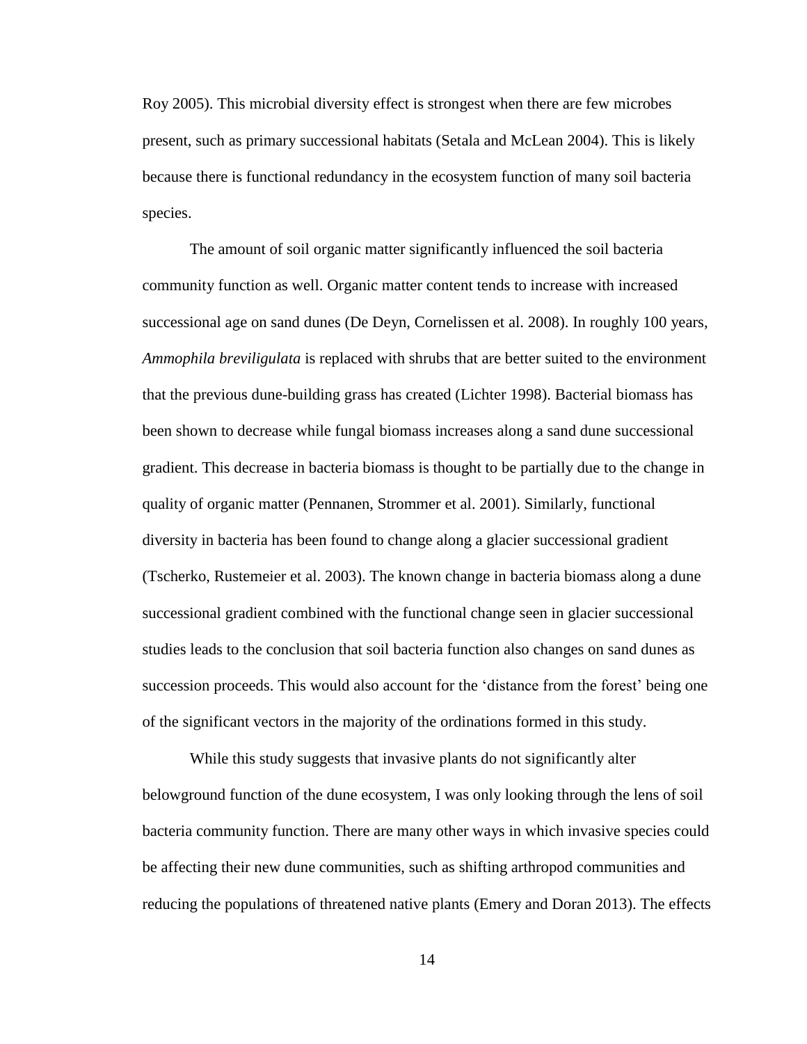Roy 2005). This microbial diversity effect is strongest when there are few microbes present, such as primary successional habitats (Setala and McLean 2004). This is likely because there is functional redundancy in the ecosystem function of many soil bacteria species.

The amount of soil organic matter significantly influenced the soil bacteria community function as well. Organic matter content tends to increase with increased successional age on sand dunes (De Deyn, Cornelissen et al. 2008). In roughly 100 years, *Ammophila breviligulata* is replaced with shrubs that are better suited to the environment that the previous dune-building grass has created (Lichter 1998). Bacterial biomass has been shown to decrease while fungal biomass increases along a sand dune successional gradient. This decrease in bacteria biomass is thought to be partially due to the change in quality of organic matter (Pennanen, Strommer et al. 2001). Similarly, functional diversity in bacteria has been found to change along a glacier successional gradient (Tscherko, Rustemeier et al. 2003). The known change in bacteria biomass along a dune successional gradient combined with the functional change seen in glacier successional studies leads to the conclusion that soil bacteria function also changes on sand dunes as succession proceeds. This would also account for the 'distance from the forest' being one of the significant vectors in the majority of the ordinations formed in this study.

While this study suggests that invasive plants do not significantly alter belowground function of the dune ecosystem, I was only looking through the lens of soil bacteria community function. There are many other ways in which invasive species could be affecting their new dune communities, such as shifting arthropod communities and reducing the populations of threatened native plants (Emery and Doran 2013). The effects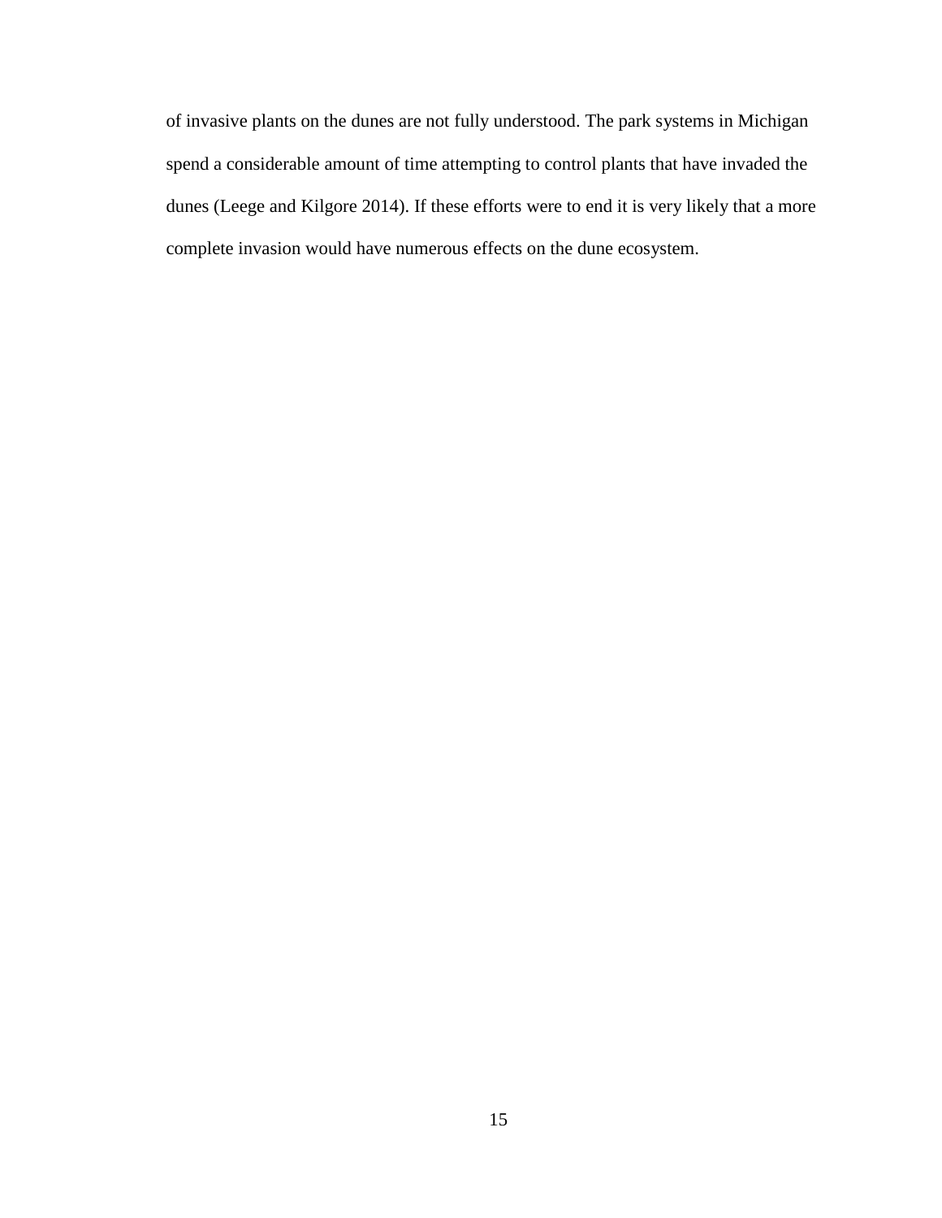of invasive plants on the dunes are not fully understood. The park systems in Michigan spend a considerable amount of time attempting to control plants that have invaded the dunes (Leege and Kilgore 2014). If these efforts were to end it is very likely that a more complete invasion would have numerous effects on the dune ecosystem.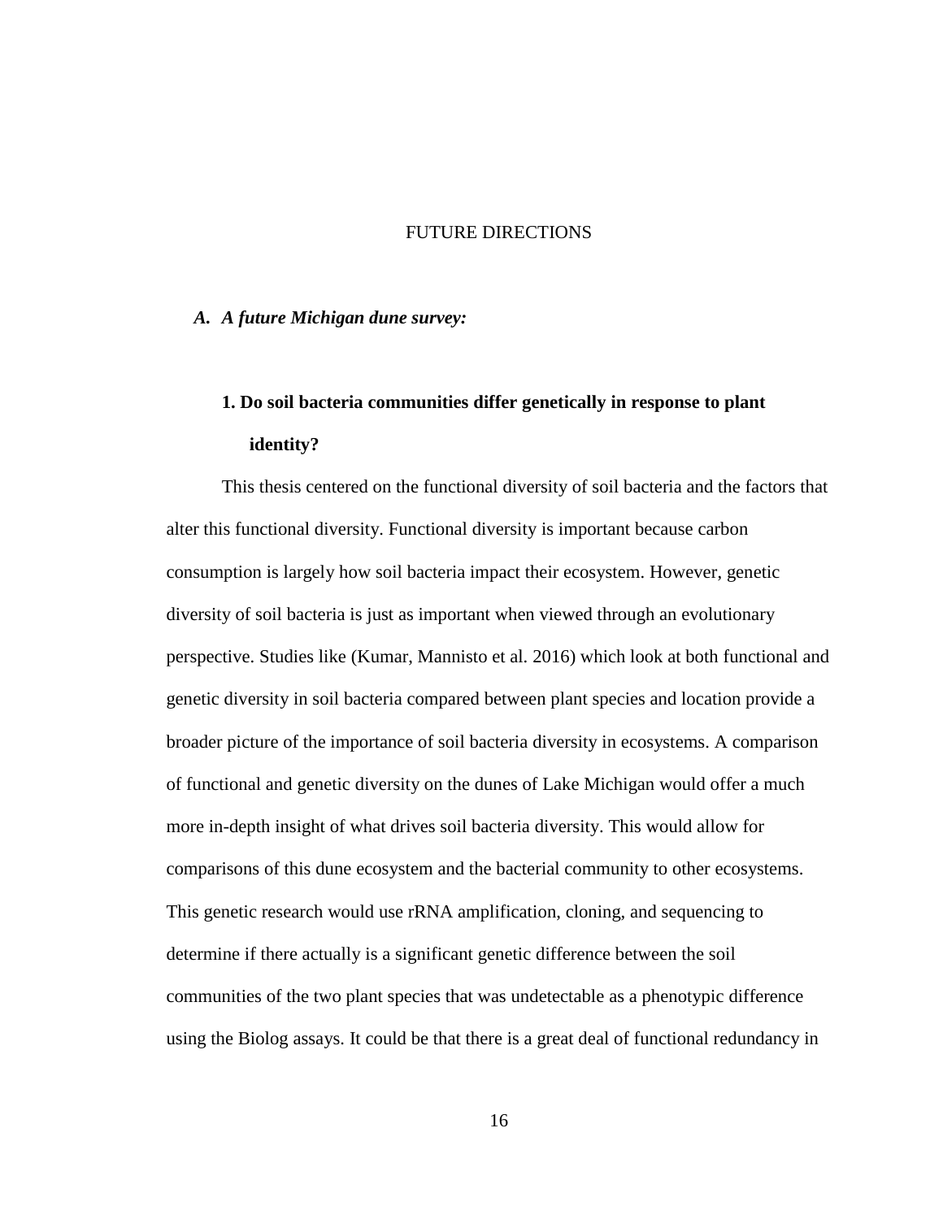# FUTURE DIRECTIONS

## *A. A future Michigan dune survey:*

### 1. Do soil bacteria communities differ genetically in response to plant identity?

This thesis centered on the functional diversity of soil bacteria and the factors that alter this functional diversity. Functional diversity is important because carbon consumption is largely how soil bacteria impact their ecosystem. However, genetic diversity of soil bacteria is just as important when viewed through an evolutionary perspective. Studies like (Kumar, Mannisto et al. 2016) which look at both functional and genetic diversity in soil bacteria compared between plant species and location provide a broader picture of the importance of soil bacteria diversity in ecosystems. A comparison of functional and genetic diversity on the dunes of Lake Michigan would offer a much more in-depth insight of what drives soil bacteria diversity. This would allow for comparisons of this dune ecosystem and the bacterial community to other ecosystems. This genetic research would use rRNA amplification, cloning, and sequencing to determine if there actually is a significant genetic difference between the soil communities of the two plant species that was undetectable as a phenotypic difference using the Biolog assays. It could be that there is a great deal of functional redundancy in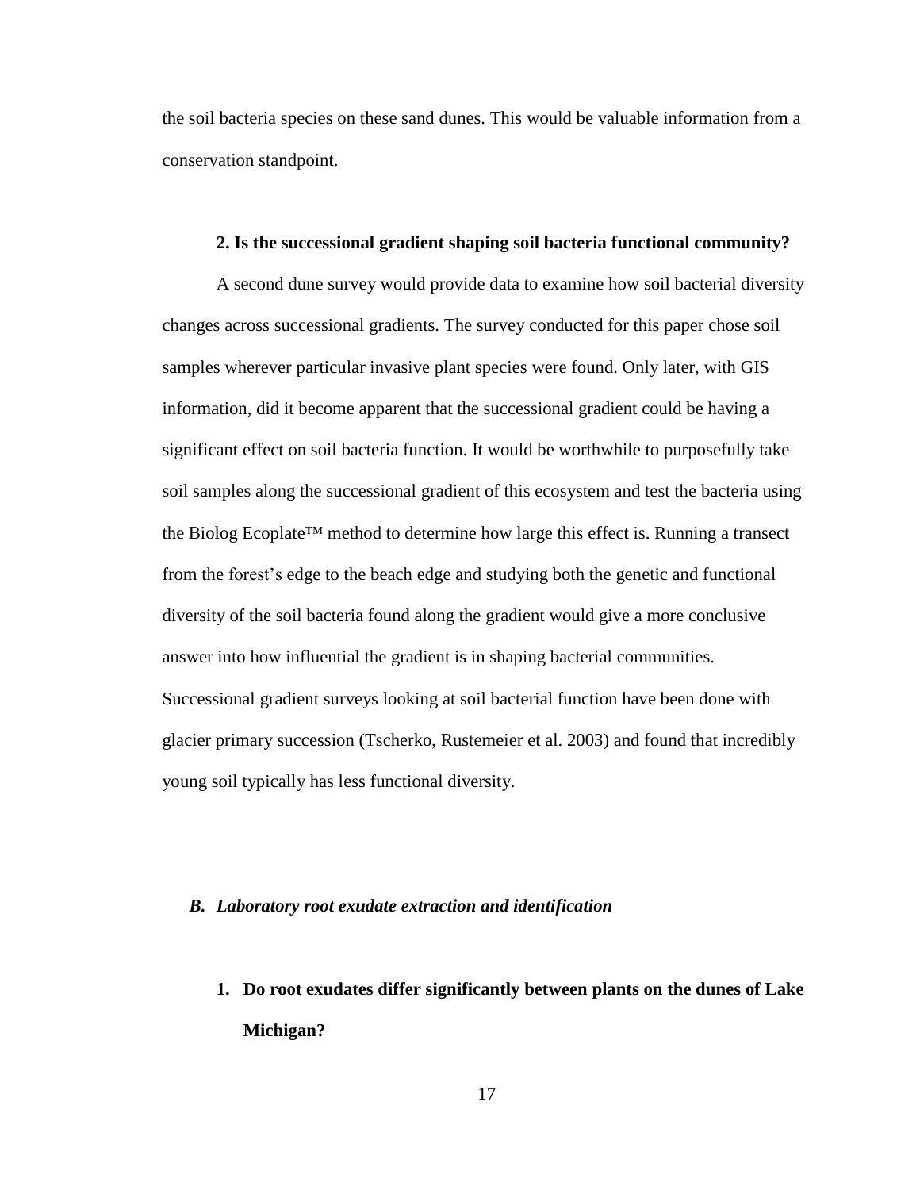the soil bacteria species on these sand dunes. This would be valuable information from a conservation standpoint.

#### 2. Is the successional gradient shaping soil bacteria functional community?

A second dune survey would provide data to examine how soil bacterial diversity changes across successional gradients. The survey conducted for this paper chose soil samples wherever particular invasive plant species were found. Only later, with GIS information, did it become apparent that the successional gradient could be having a significant effect on soil bacteria function. It would be worthwhile to purposefully take soil samples along the successional gradient of this ecosystem and test the bacteria using the Biolog Ecoplate™ method to determine how large this effect is. Running a transect from the forest's edge to the beach edge and studying both the genetic and functional diversity of the soil bacteria found along the gradient would give a more conclusive answer into how influential the gradient is in shaping bacterial communities. Successional gradient surveys looking at soil bacterial function have been done with glacier primary succession (Tscherko, Rustemeier et al. 2003) and found that incredibly young soil typically has less functional diversity.

### *B. Laboratory root exudate extraction and identification*

#### 1. Do root exudates differ significantly between plants on the dunes of Lake Michigan?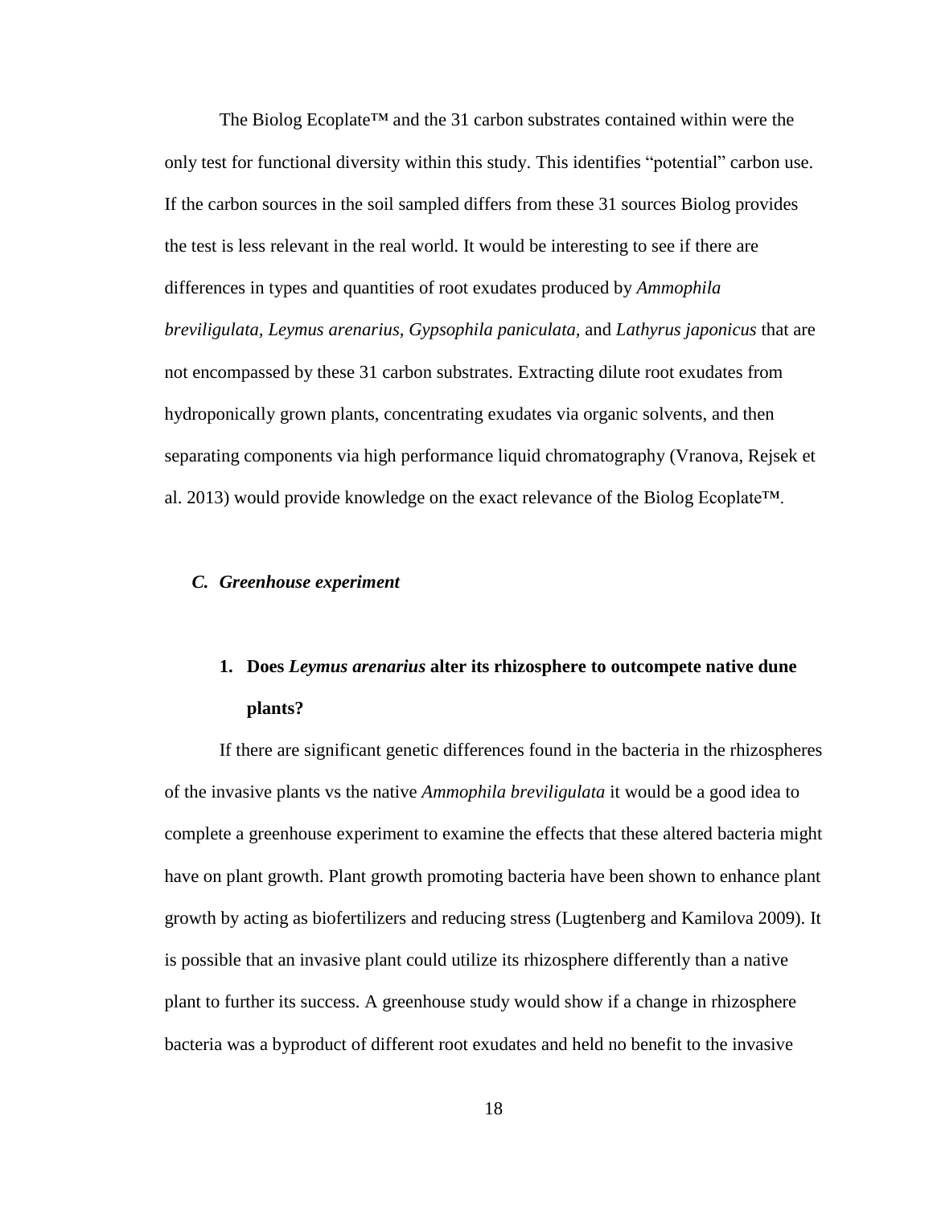The Biolog Ecoplate™ and the 31 carbon substrates contained within were the only test for functional diversity within this study. This identifies "potential" carbon use. If the carbon sources in the soil sampled differs from these 31 sources Biolog provides the test is less relevant in the real world. It would be interesting to see if there are differences in types and quantities of root exudates produced by *Ammophila breviligulata*, *Leymus arenarius*, *Gypsophila paniculata*, and *Lathyrus japonicus* that are not encompassed by these 31 carbon substrates. Extracting dilute root exudates from hydroponically grown plants, concentrating exudates via organic solvents, and then separating components via high performance liquid chromatography (Vranova, Rejsek et al. 2013) would provide knowledge on the exact relevance of the Biolog Ecoplate™.

### *C. Greenhouse experiment*

#### 1. Does *Leymus arenarius* alter its rhizosphere to outcompete native dune plants?

If there are significant genetic differences found in the bacteria in the rhizospheres of the invasive plants vs the native *Ammophila breviligulata* it would be a good idea to complete a greenhouse experiment to examine the effects that these altered bacteria might have on plant growth. Plant growth promoting bacteria have been shown to enhance plant growth by acting as biofertilizers and reducing stress (Lugtenberg and Kamilova 2009). It is possible that an invasive plant could utilize its rhizosphere differently than a native plant to further its success. A greenhouse study would show if a change in rhizosphere bacteria was a byproduct of different root exudates and held no benefit to the invasive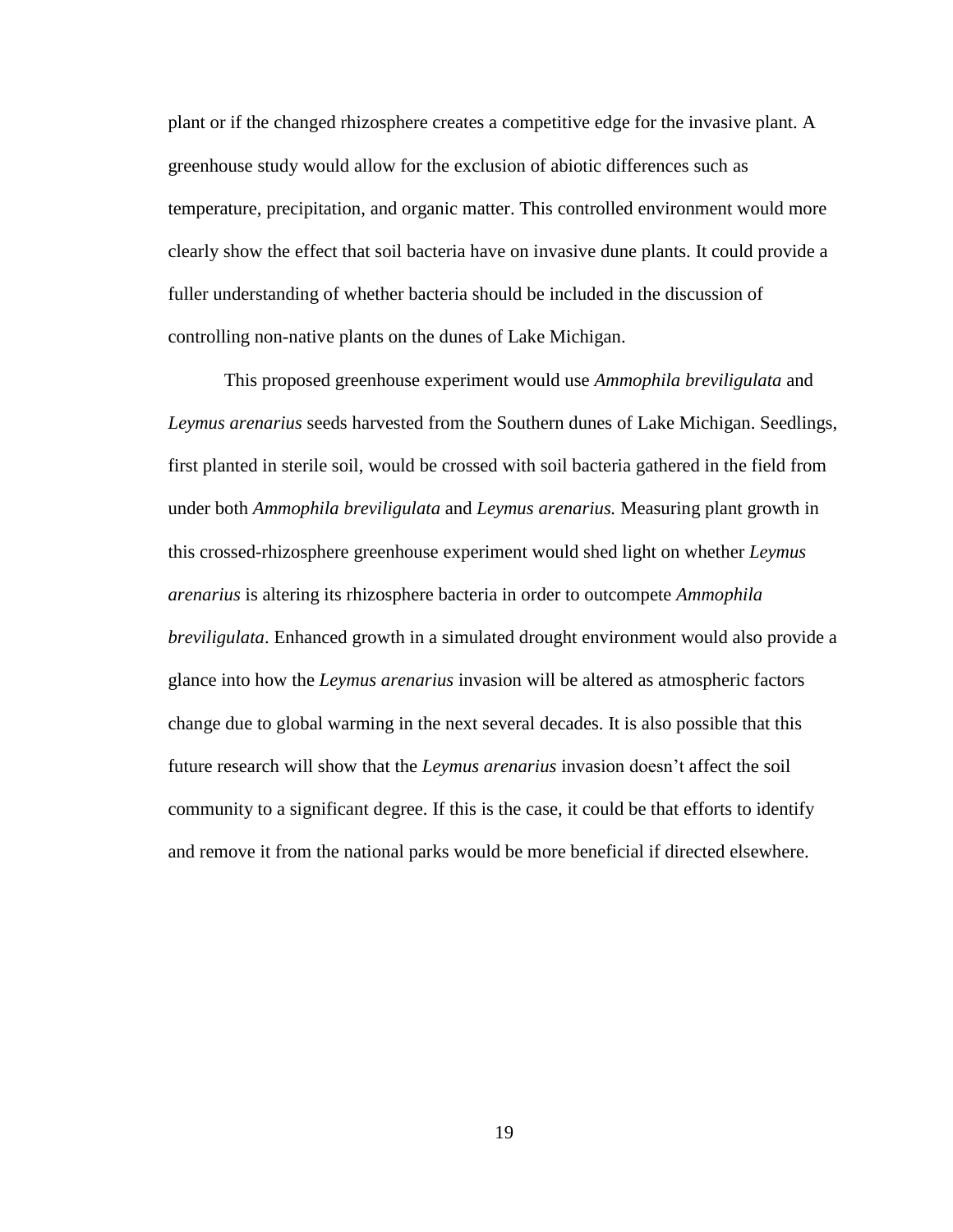plant or if the changed rhizosphere creates a competitive edge for the invasive plant. A greenhouse study would allow for the exclusion of abiotic differences such as temperature, precipitation, and organic matter. This controlled environment would more clearly show the effect that soil bacteria have on invasive dune plants. It could provide a fuller understanding of whether bacteria should be included in the discussion of controlling non-native plants on the dunes of Lake Michigan.

This proposed greenhouse experiment would use *Ammophila breviligulata* and *Leymus arenarius* seeds harvested from the Southern dunes of Lake Michigan. Seedlings, first planted in sterile soil, would be crossed with soil bacteria gathered in the field from under both *Ammophila breviligulata* and *Leymus arenarius.* Measuring plant growth in this crossed-rhizosphere greenhouse experiment would shed light on whether *Leymus arenarius* is altering its rhizosphere bacteria in order to outcompete *Ammophila breviligulata*. Enhanced growth in a simulated drought environment would also provide a glance into how the *Leymus arenarius* invasion will be altered as atmospheric factors change due to global warming in the next several decades. It is also possible that this future research will show that the *Leymus arenarius* invasion doesn't affect the soil community to a significant degree. If this is the case, it could be that efforts to identify and remove it from the national parks would be more beneficial if directed elsewhere.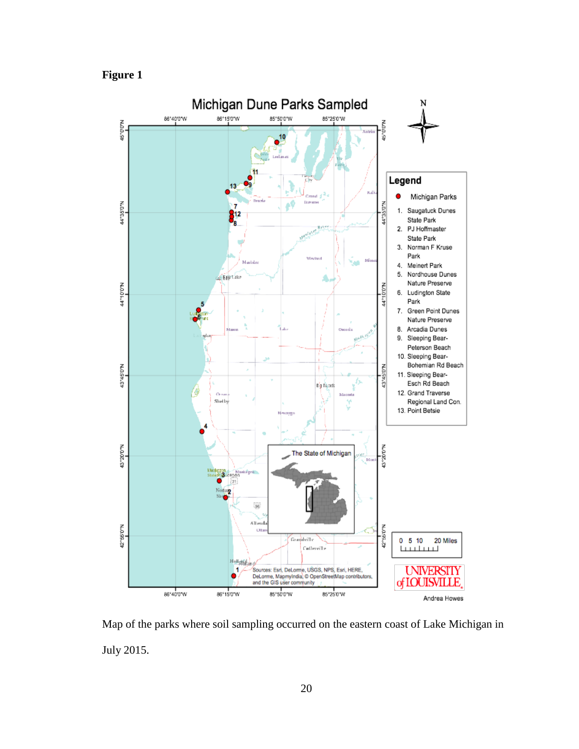**Figure 1**

Map of the parks where soil sampling occurred on the eastern coast of Lake Michigan in July 2015.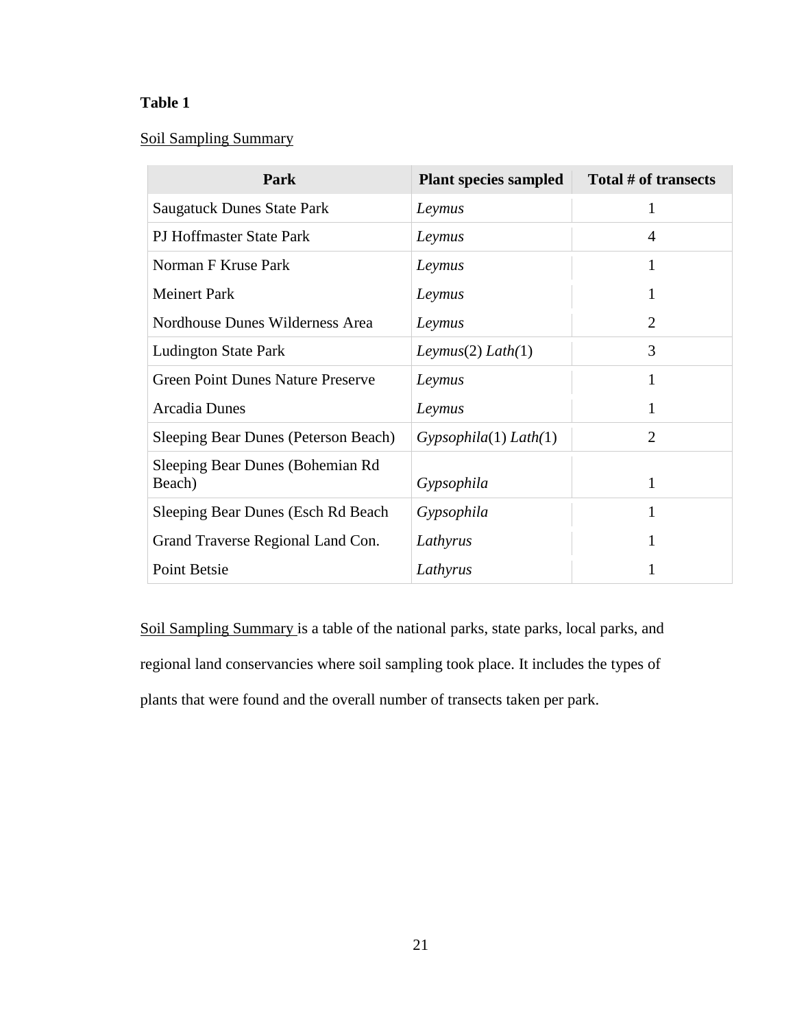**Table 1**

Soil Sampling Summary

| Park | Plant species sampled | Total # of transects |
|---|---|---|
| Saugatuck Dunes State Park | *Leymus* | 1 |
| PJ Hoffmaster State Park | *Leymus* | 4 |
| Norman F Kruse Park | *Leymus* | 1 |
| Meinert Park | *Leymus* | 1 |
| Nordhouse Dunes Wilderness Area | *Leymus* | 2 |
| Ludington State Park | *Leymus*(2) *Lath(*1) | 3 |
| Green Point Dunes Nature Preserve | *Leymus* | 1 |
| Arcadia Dunes | *Leymus* | 1 |
| Sleeping Bear Dunes (Peterson Beach) | *Gypsophila*(1) *Lath(*1) | 2 |
| Sleeping Bear Dunes (Bohemian Rd Beach) | *Gypsophila* | 1 |
| Sleeping Bear Dunes (Esch Rd Beach | *Gypsophila* | 1 |
| Grand Traverse Regional Land Con. | *Lathyrus* | 1 |
| Point Betsie | *Lathyrus* | 1 |

Soil Sampling Summary is a table of the national parks, state parks, local parks, and regional land conservancies where soil sampling took place. It includes the types of plants that were found and the overall number of transects taken per park.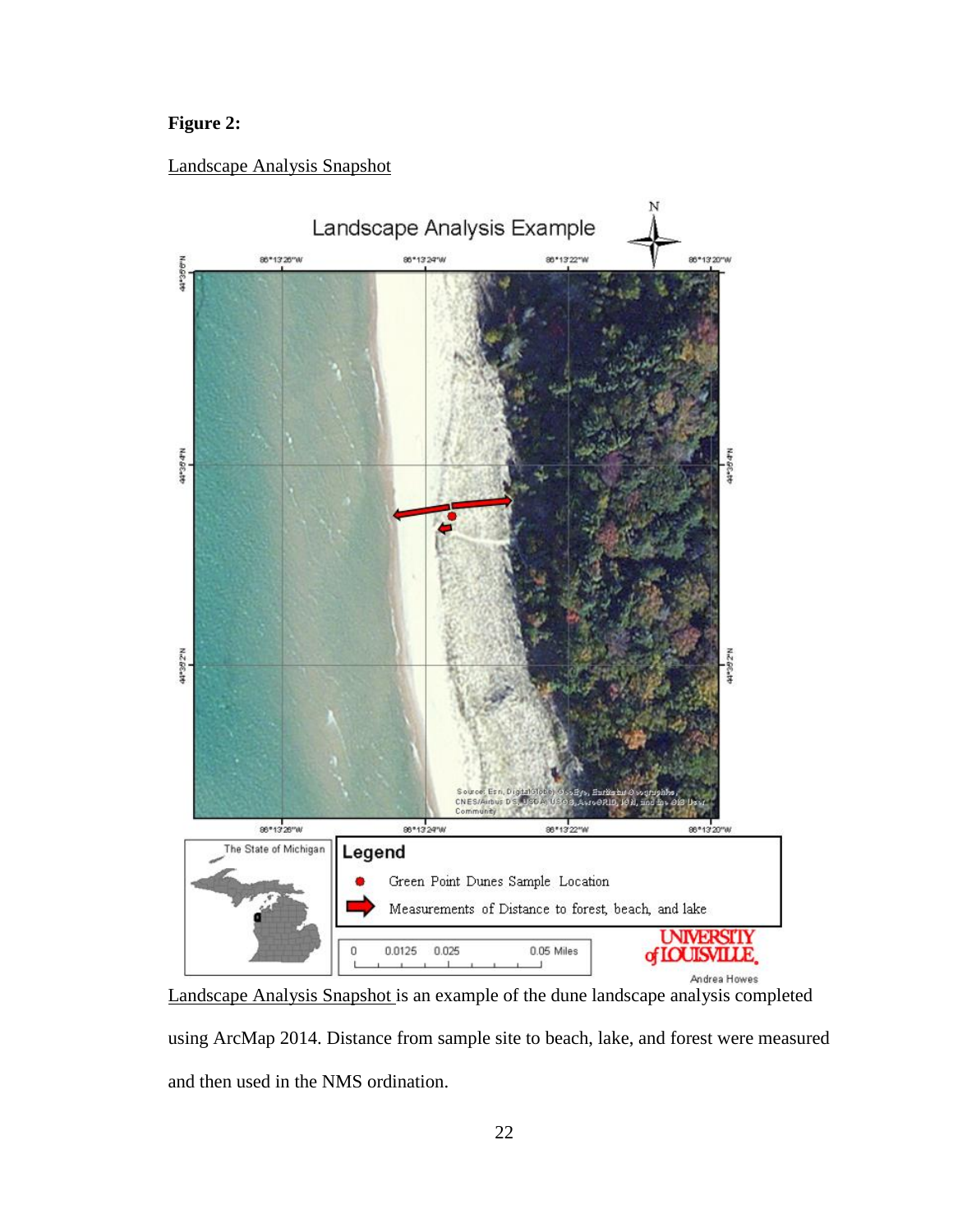**Figure 2:**

Landscape Analysis Snapshot

Landscape Analysis Snapshot is an example of the dune landscape analysis completed using ArcMap 2014. Distance from sample site to beach, lake, and forest were measured and then used in the NMS ordination.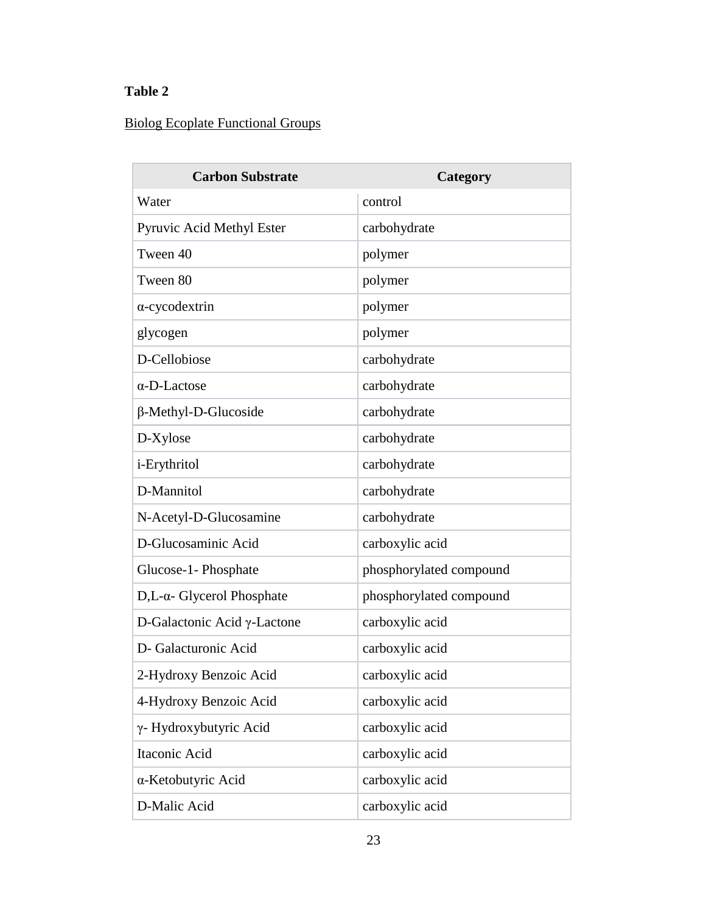**Table 2**

Biolog Ecoplate Functional Groups

| Carbon Substrate | Category |
| --- | --- |
| Water | control |
| Pyruvic Acid Methyl Ester | carbohydrate |
| Tween 40 | polymer |
| Tween 80 | polymer |
| α-cycodextrin | polymer |
| glycogen | polymer |
| D-Cellobiose | carbohydrate |
| α-D-Lactose | carbohydrate |
| β-Methyl-D-Glucoside | carbohydrate |
| D-Xylose | carbohydrate |
| i-Erythritol | carbohydrate |
| D-Mannitol | carbohydrate |
| N-Acetyl-D-Glucosamine | carbohydrate |
| D-Glucosaminic Acid | carboxylic acid |
| Glucose-1- Phosphate | phosphorylated compound |
| D,L-α- Glycerol Phosphate | phosphorylated compound |
| D-Galactonic Acid γ-Lactone | carboxylic acid |
| D- Galacturonic Acid | carboxylic acid |
| 2-Hydroxy Benzoic Acid | carboxylic acid |
| 4-Hydroxy Benzoic Acid | carboxylic acid |
| γ- Hydroxybutyric Acid | carboxylic acid |
| Itaconic Acid | carboxylic acid |
| α-Ketobutyric Acid | carboxylic acid |
| D-Malic Acid | carboxylic acid |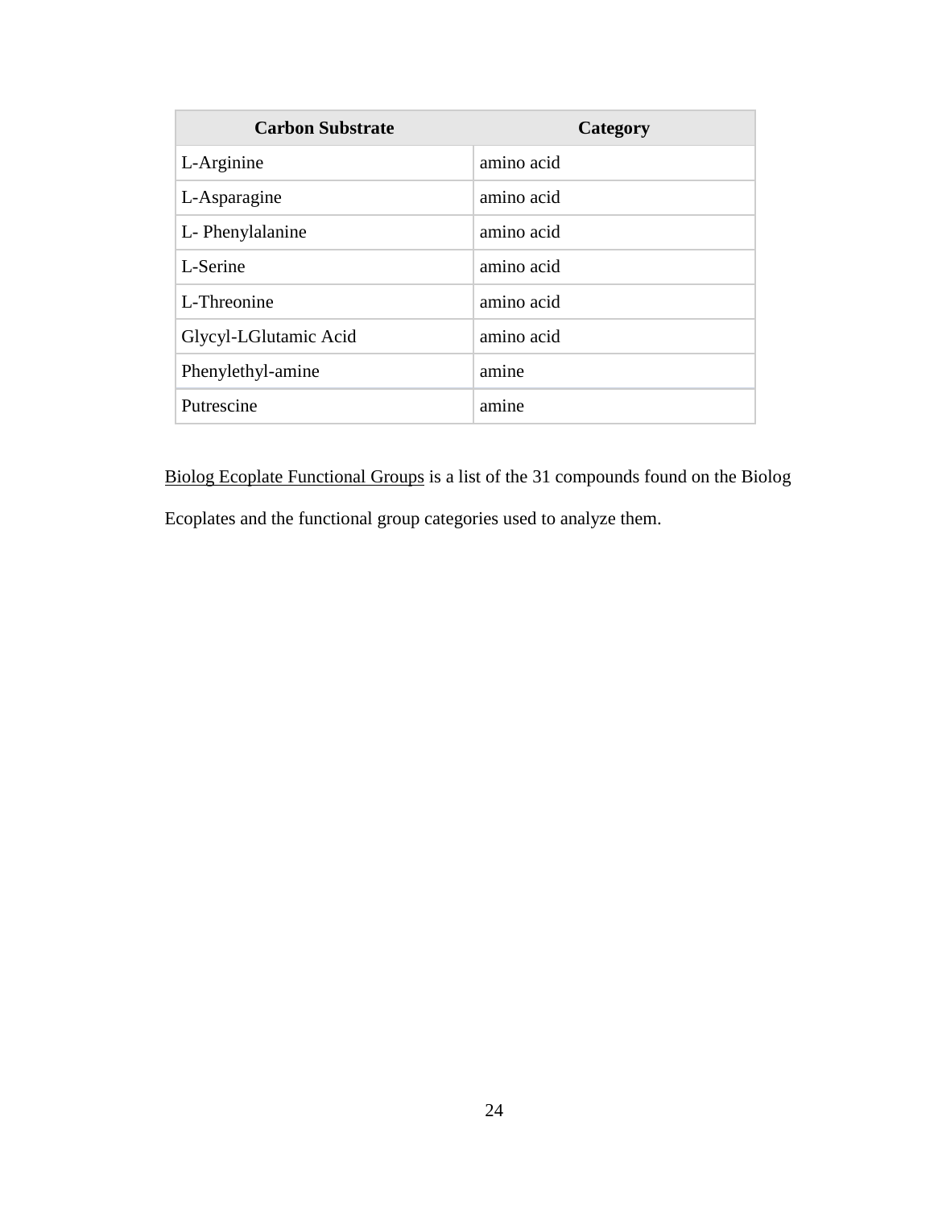| Carbon Substrate | Category |
| --- | --- |
| L-Arginine | amino acid |
| L-Asparagine | amino acid |
| L- Phenylalanine | amino acid |
| L-Serine | amino acid |
| L-Threonine | amino acid |
| Glycyl-LGlutamic Acid | amino acid |
| Phenylethyl-amine | amine |
| Putrescine | amine |

Biolog Ecoplate Functional Groups is a list of the 31 compounds found on the Biolog Ecoplates and the functional group categories used to analyze them.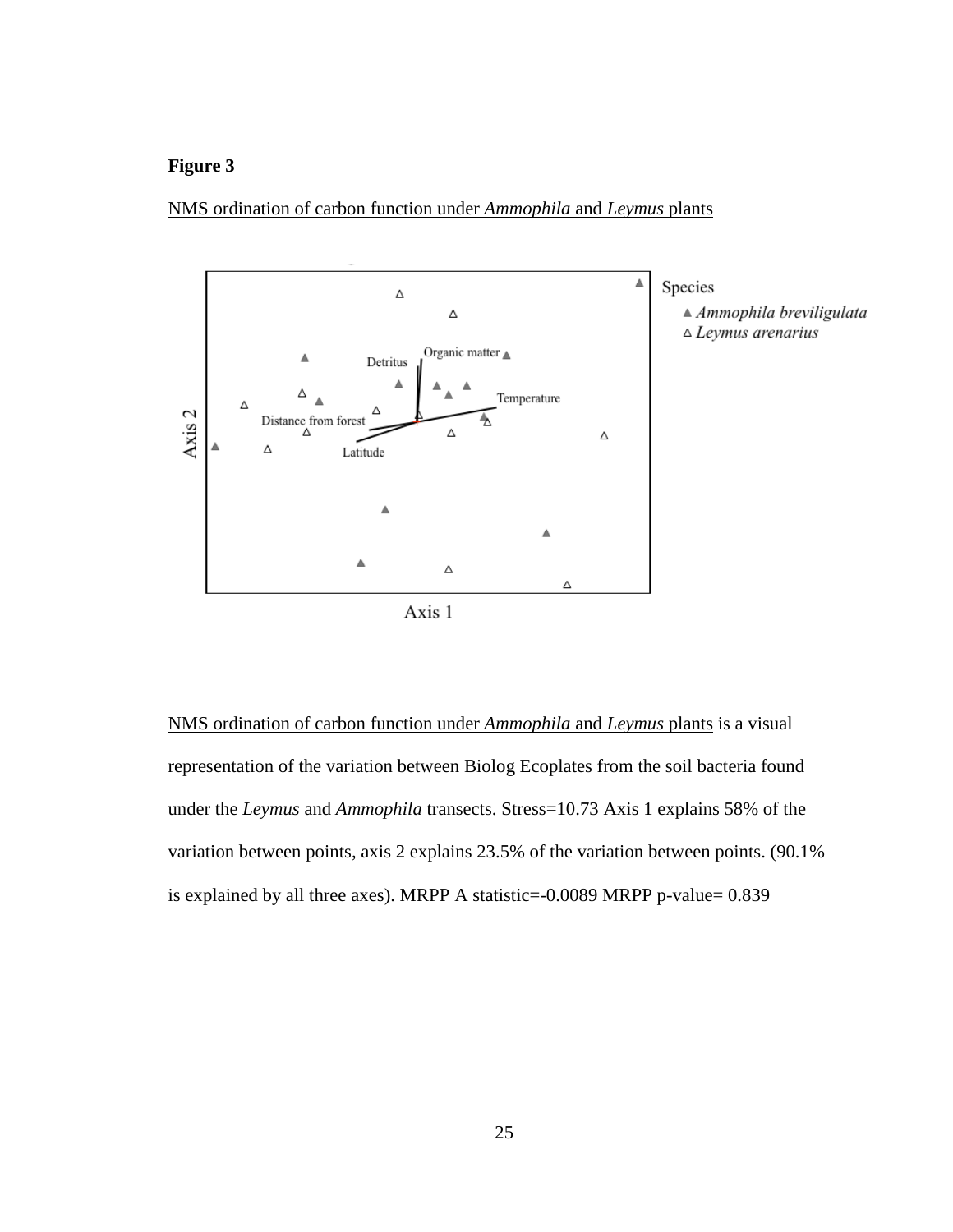**Figure 3**

NMS ordination of carbon function under *Ammophila* and *Leymus* plants

NMS ordination of carbon function under *Ammophila* and *Leymus* plants is a visual representation of the variation between Biolog Ecoplates from the soil bacteria found under the *Leymus* and *Ammophila* transects. Stress=10.73 Axis 1 explains 58% of the variation between points, axis 2 explains 23.5% of the variation between points. (90.1% is explained by all three axes). MRPP A statistic=-0.0089 MRPP p-value= 0.839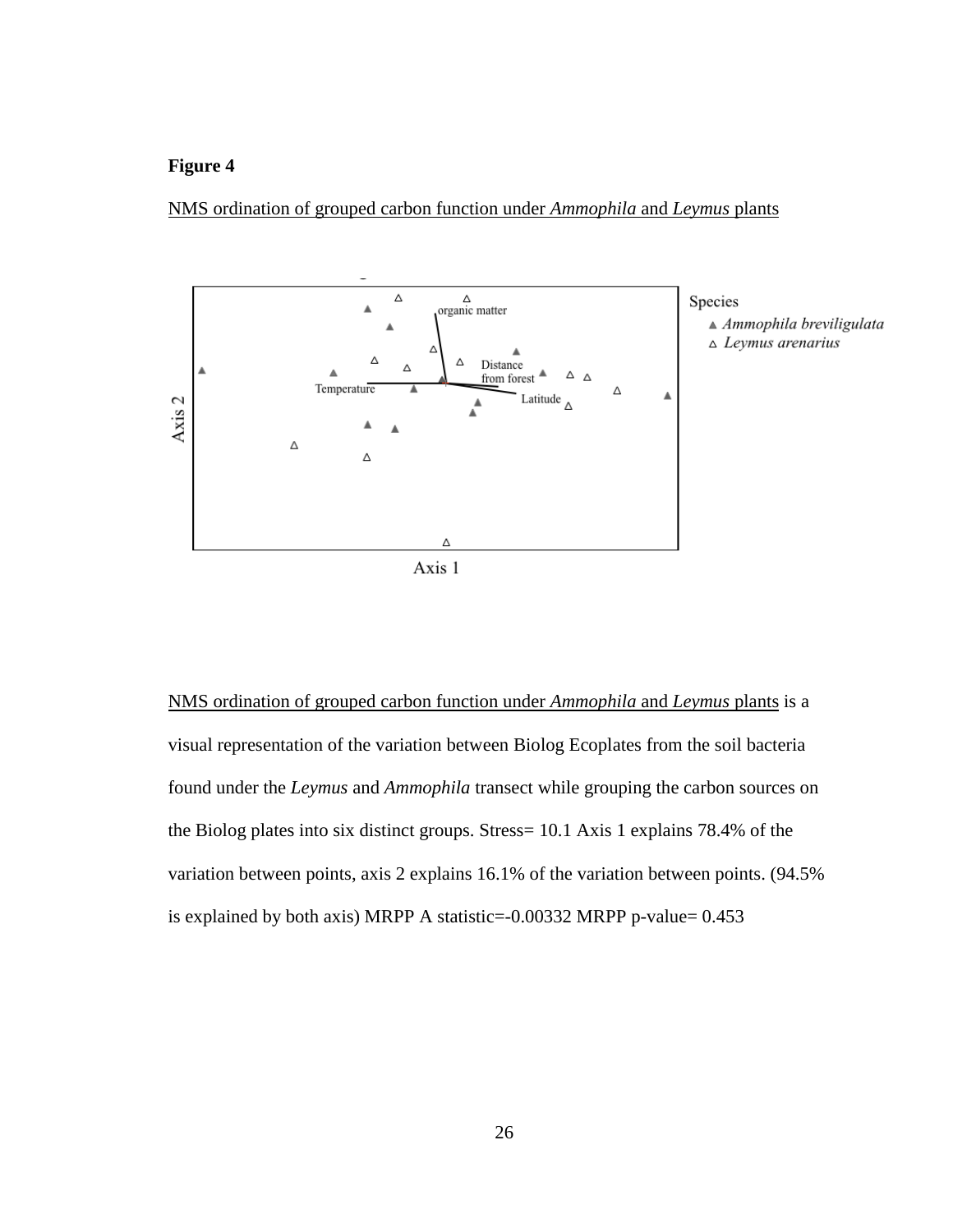**Figure 4**

NMS ordination of grouped carbon function under *Ammophila* and *Leymus* plants

NMS ordination of grouped carbon function under *Ammophila* and *Leymus* plants is a visual representation of the variation between Biolog Ecoplates from the soil bacteria found under the *Leymus* and *Ammophila* transect while grouping the carbon sources on the Biolog plates into six distinct groups. Stress= 10.1 Axis 1 explains 78.4% of the variation between points, axis 2 explains 16.1% of the variation between points. (94.5% is explained by both axis) MRPP A statistic=-0.00332 MRPP p-value= 0.453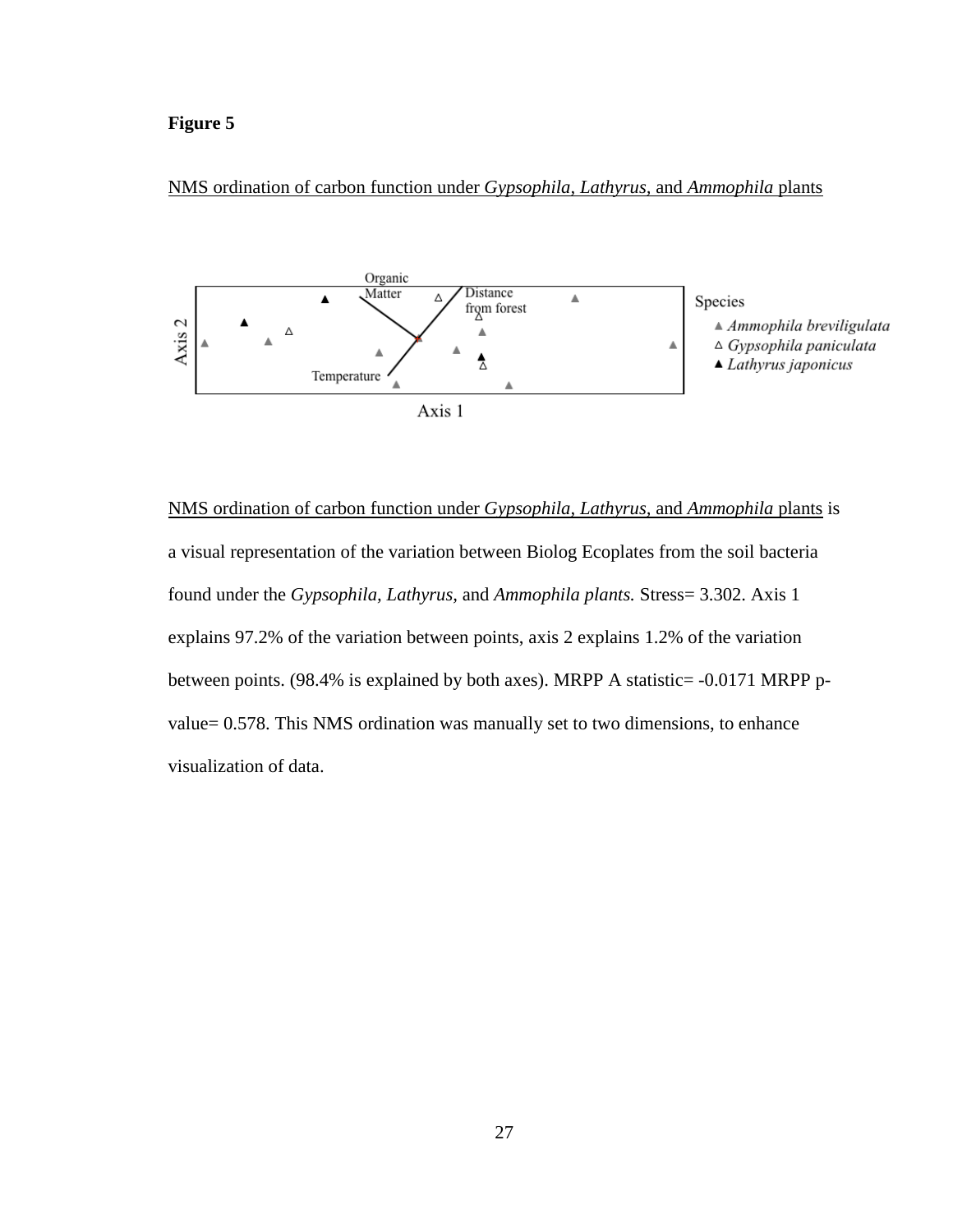**Figure 5**

NMS ordination of carbon function under *Gypsophila, Lathyrus,* and *Ammophila* plants

NMS ordination of carbon function under *Gypsophila, Lathyrus,* and *Ammophila* plants is a visual representation of the variation between Biolog Ecoplates from the soil bacteria found under the *Gypsophila, Lathyrus,* and *Ammophila plants.* Stress= 3.302. Axis 1 explains 97.2% of the variation between points, axis 2 explains 1.2% of the variation between points. (98.4% is explained by both axes). MRPP A statistic= -0.0171 MRPP p-value= 0.578. This NMS ordination was manually set to two dimensions, to enhance visualization of data.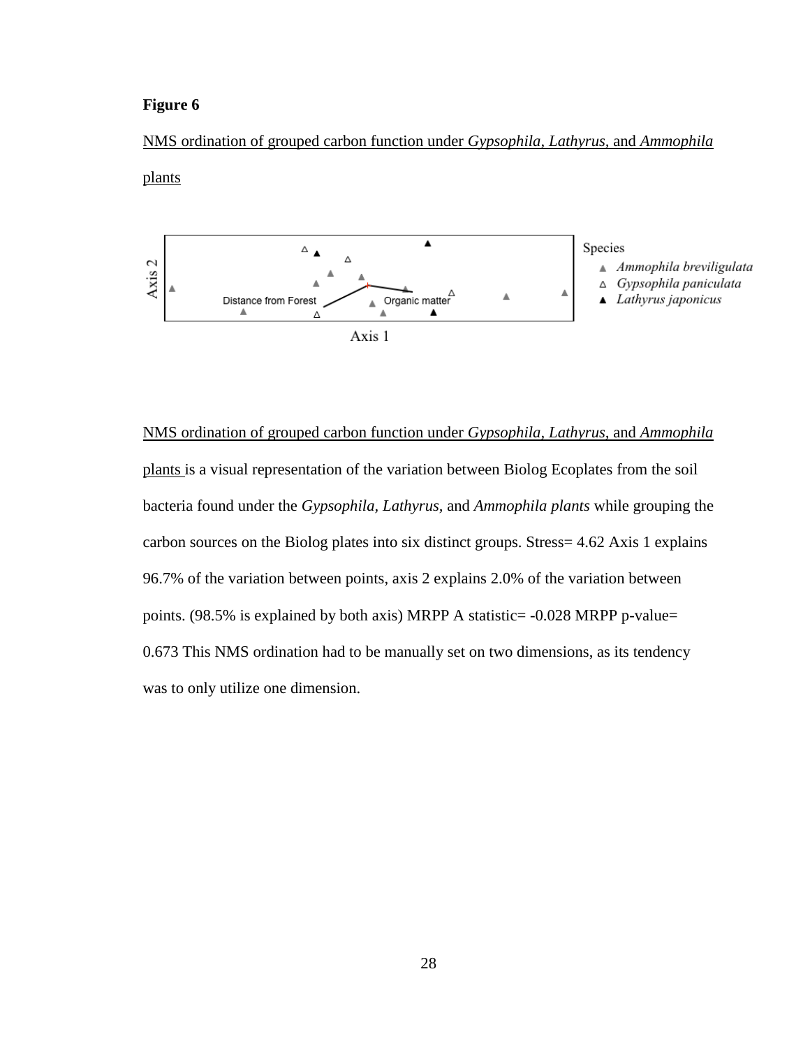**Figure 6**

NMS ordination of grouped carbon function under *Gypsophila, Lathyrus,* and *Ammophila* plants

NMS ordination of grouped carbon function under *Gypsophila, Lathyrus,* and *Ammophila* plants is a visual representation of the variation between Biolog Ecoplates from the soil bacteria found under the *Gypsophila, Lathyrus,* and *Ammophila plants* while grouping the carbon sources on the Biolog plates into six distinct groups. Stress= 4.62 Axis 1 explains 96.7% of the variation between points, axis 2 explains 2.0% of the variation between points. (98.5% is explained by both axis) MRPP A statistic= -0.028 MRPP p-value= 0.673 This NMS ordination had to be manually set on two dimensions, as its tendency was to only utilize one dimension.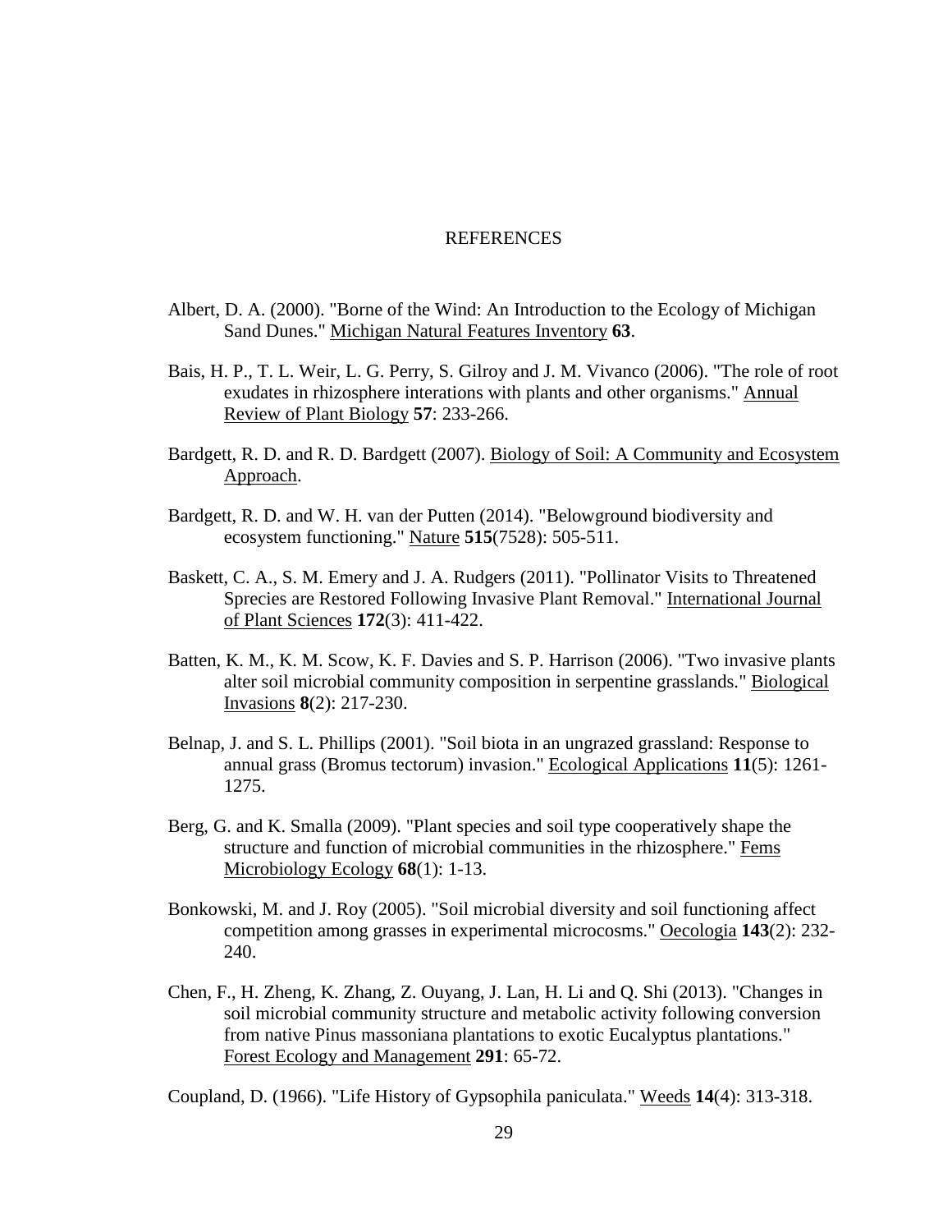# REFERENCES

Albert, D. A. (2000). "Borne of the Wind: An Introduction to the Ecology of Michigan Sand Dunes." Michigan Natural Features Inventory **63**.

Bais, H. P., T. L. Weir, L. G. Perry, S. Gilroy and J. M. Vivanco (2006). "The role of root exudates in rhizosphere interations with plants and other organisms." Annual Review of Plant Biology **57**: 233-266.

Bardgett, R. D. and R. D. Bardgett (2007). Biology of Soil: A Community and Ecosystem Approach.

Bardgett, R. D. and W. H. van der Putten (2014). "Belowground biodiversity and ecosystem functioning." Nature **515**(7528): 505-511.

Baskett, C. A., S. M. Emery and J. A. Rudgers (2011). "Pollinator Visits to Threatened Sprecies are Restored Following Invasive Plant Removal." International Journal of Plant Sciences **172**(3): 411-422.

Batten, K. M., K. M. Scow, K. F. Davies and S. P. Harrison (2006). "Two invasive plants alter soil microbial community composition in serpentine grasslands." Biological Invasions **8**(2): 217-230.

Belnap, J. and S. L. Phillips (2001). "Soil biota in an ungrazed grassland: Response to annual grass (Bromus tectorum) invasion." Ecological Applications **11**(5): 1261-1275.

Berg, G. and K. Smalla (2009). "Plant species and soil type cooperatively shape the structure and function of microbial communities in the rhizosphere." Fems Microbiology Ecology **68**(1): 1-13.

Bonkowski, M. and J. Roy (2005). "Soil microbial diversity and soil functioning affect competition among grasses in experimental microcosms." Oecologia **143**(2): 232-240.

Chen, F., H. Zheng, K. Zhang, Z. Ouyang, J. Lan, H. Li and Q. Shi (2013). "Changes in soil microbial community structure and metabolic activity following conversion from native Pinus massoniana plantations to exotic Eucalyptus plantations." Forest Ecology and Management **291**: 65-72.

Coupland, D. (1966). "Life History of Gypsophila paniculata." Weeds **14**(4): 313-318.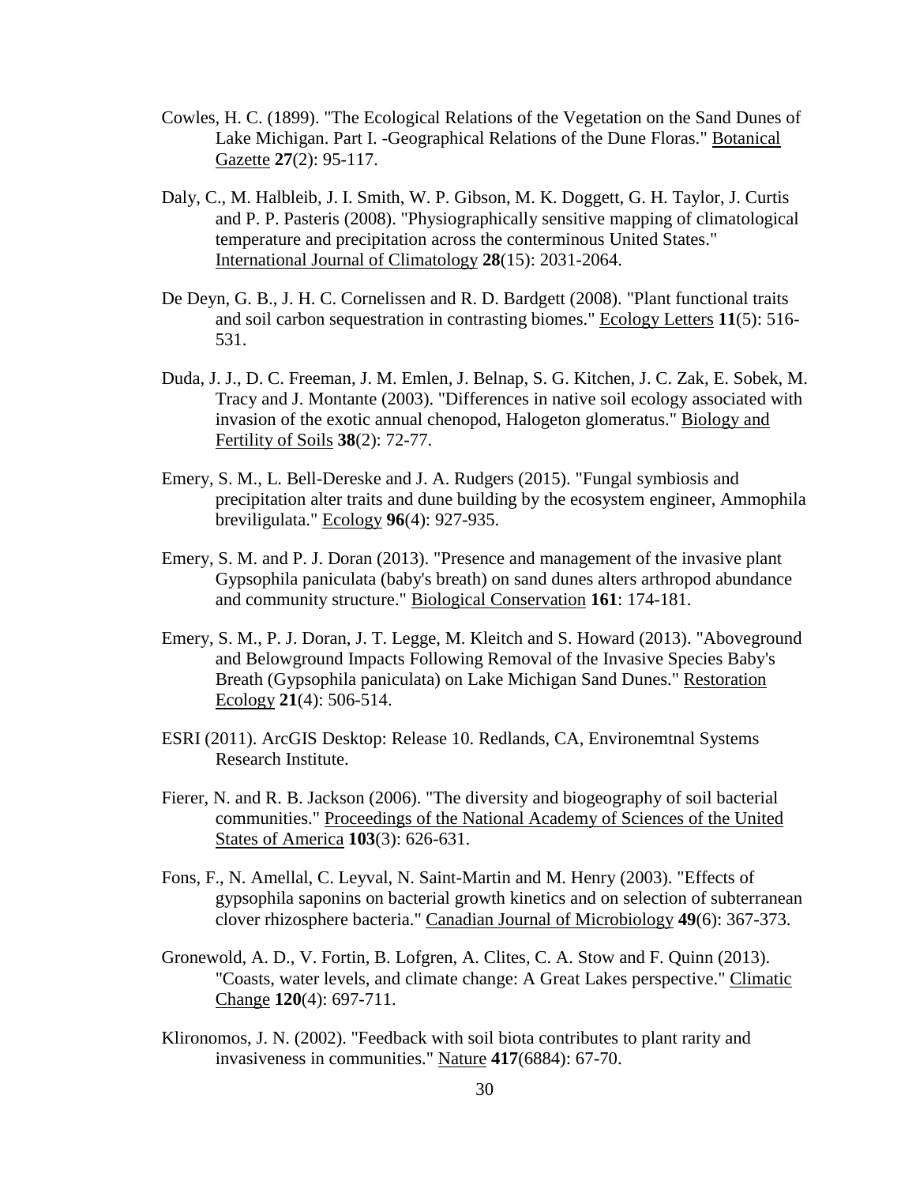Cowles, H. C. (1899). "The Ecological Relations of the Vegetation on the Sand Dunes of Lake Michigan. Part I. -Geographical Relations of the Dune Floras." Botanical Gazette **27**(2): 95-117.

Daly, C., M. Halbleib, J. I. Smith, W. P. Gibson, M. K. Doggett, G. H. Taylor, J. Curtis and P. P. Pasteris (2008). "Physiographically sensitive mapping of climatological temperature and precipitation across the conterminous United States." International Journal of Climatology **28**(15): 2031-2064.

De Deyn, G. B., J. H. C. Cornelissen and R. D. Bardgett (2008). "Plant functional traits and soil carbon sequestration in contrasting biomes." Ecology Letters **11**(5): 516-531.

Duda, J. J., D. C. Freeman, J. M. Emlen, J. Belnap, S. G. Kitchen, J. C. Zak, E. Sobek, M. Tracy and J. Montante (2003). "Differences in native soil ecology associated with invasion of the exotic annual chenopod, Halogeton glomeratus." Biology and Fertility of Soils **38**(2): 72-77.

Emery, S. M., L. Bell-Dereske and J. A. Rudgers (2015). "Fungal symbiosis and precipitation alter traits and dune building by the ecosystem engineer, Ammophila breviligulata." Ecology **96**(4): 927-935.

Emery, S. M. and P. J. Doran (2013). "Presence and management of the invasive plant Gypsophila paniculata (baby's breath) on sand dunes alters arthropod abundance and community structure." Biological Conservation **161**: 174-181.

Emery, S. M., P. J. Doran, J. T. Legge, M. Kleitch and S. Howard (2013). "Aboveground and Belowground Impacts Following Removal of the Invasive Species Baby's Breath (Gypsophila paniculata) on Lake Michigan Sand Dunes." Restoration Ecology **21**(4): 506-514.

ESRI (2011). ArcGIS Desktop: Release 10. Redlands, CA, Environemtnal Systems Research Institute.

Fierer, N. and R. B. Jackson (2006). "The diversity and biogeography of soil bacterial communities." Proceedings of the National Academy of Sciences of the United States of America **103**(3): 626-631.

Fons, F., N. Amellal, C. Leyval, N. Saint-Martin and M. Henry (2003). "Effects of gypsophila saponins on bacterial growth kinetics and on selection of subterranean clover rhizosphere bacteria." Canadian Journal of Microbiology **49**(6): 367-373.

Gronewold, A. D., V. Fortin, B. Lofgren, A. Clites, C. A. Stow and F. Quinn (2013). "Coasts, water levels, and climate change: A Great Lakes perspective." Climatic Change **120**(4): 697-711.

Klironomos, J. N. (2002). "Feedback with soil biota contributes to plant rarity and invasiveness in communities." Nature **417**(6884): 67-70.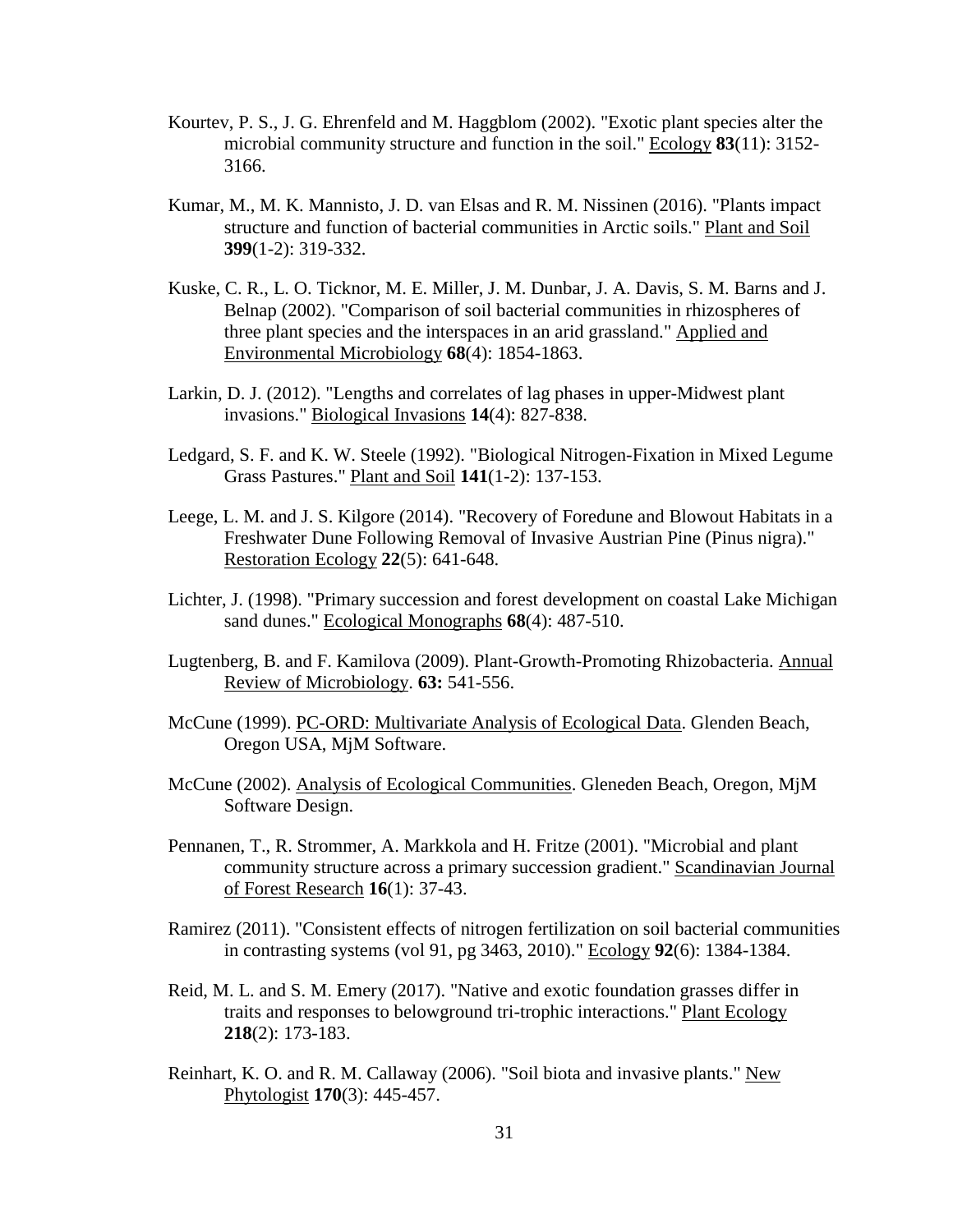Kourtev, P. S., J. G. Ehrenfeld and M. Haggblom (2002). "Exotic plant species alter the microbial community structure and function in the soil." Ecology **83**(11): 3152-3166.

Kumar, M., M. K. Mannisto, J. D. van Elsas and R. M. Nissinen (2016). "Plants impact structure and function of bacterial communities in Arctic soils." Plant and Soil **399**(1-2): 319-332.

Kuske, C. R., L. O. Ticknor, M. E. Miller, J. M. Dunbar, J. A. Davis, S. M. Barns and J. Belnap (2002). "Comparison of soil bacterial communities in rhizospheres of three plant species and the interspaces in an arid grassland." Applied and Environmental Microbiology **68**(4): 1854-1863.

Larkin, D. J. (2012). "Lengths and correlates of lag phases in upper-Midwest plant invasions." Biological Invasions **14**(4): 827-838.

Ledgard, S. F. and K. W. Steele (1992). "Biological Nitrogen-Fixation in Mixed Legume Grass Pastures." Plant and Soil **141**(1-2): 137-153.

Leege, L. M. and J. S. Kilgore (2014). "Recovery of Foredune and Blowout Habitats in a Freshwater Dune Following Removal of Invasive Austrian Pine (Pinus nigra)." Restoration Ecology **22**(5): 641-648.

Lichter, J. (1998). "Primary succession and forest development on coastal Lake Michigan sand dunes." Ecological Monographs **68**(4): 487-510.

Lugtenberg, B. and F. Kamilova (2009). Plant-Growth-Promoting Rhizobacteria. Annual Review of Microbiology. **63:** 541-556.

McCune (1999). PC-ORD: Multivariate Analysis of Ecological Data. Glenden Beach, Oregon USA, MjM Software.

McCune (2002). Analysis of Ecological Communities. Gleneden Beach, Oregon, MjM Software Design.

Pennanen, T., R. Strommer, A. Markkola and H. Fritze (2001). "Microbial and plant community structure across a primary succession gradient." Scandinavian Journal of Forest Research **16**(1): 37-43.

Ramirez (2011). "Consistent effects of nitrogen fertilization on soil bacterial communities in contrasting systems (vol 91, pg 3463, 2010)." Ecology **92**(6): 1384-1384.

Reid, M. L. and S. M. Emery (2017). "Native and exotic foundation grasses differ in traits and responses to belowground tri-trophic interactions." Plant Ecology **218**(2): 173-183.

Reinhart, K. O. and R. M. Callaway (2006). "Soil biota and invasive plants." New Phytologist **170**(3): 445-457.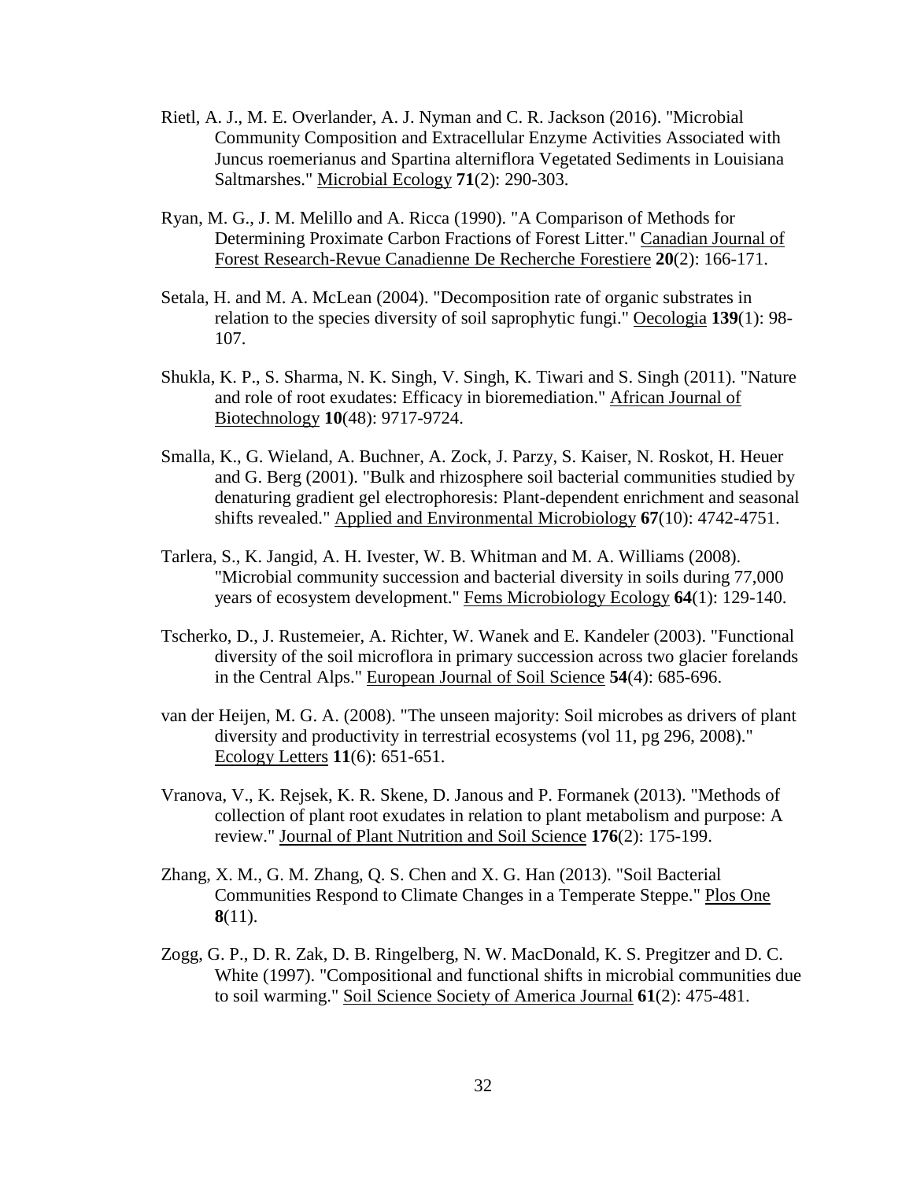Rietl, A. J., M. E. Overlander, A. J. Nyman and C. R. Jackson (2016). "Microbial Community Composition and Extracellular Enzyme Activities Associated with Juncus roemerianus and Spartina alterniflora Vegetated Sediments in Louisiana Saltmarshes." Microbial Ecology **71**(2): 290-303.

Ryan, M. G., J. M. Melillo and A. Ricca (1990). "A Comparison of Methods for Determining Proximate Carbon Fractions of Forest Litter." Canadian Journal of Forest Research-Revue Canadienne De Recherche Forestiere **20**(2): 166-171.

Setala, H. and M. A. McLean (2004). "Decomposition rate of organic substrates in relation to the species diversity of soil saprophytic fungi." Oecologia **139**(1): 98-107.

Shukla, K. P., S. Sharma, N. K. Singh, V. Singh, K. Tiwari and S. Singh (2011). "Nature and role of root exudates: Efficacy in bioremediation." African Journal of Biotechnology **10**(48): 9717-9724.

Smalla, K., G. Wieland, A. Buchner, A. Zock, J. Parzy, S. Kaiser, N. Roskot, H. Heuer and G. Berg (2001). "Bulk and rhizosphere soil bacterial communities studied by denaturing gradient gel electrophoresis: Plant-dependent enrichment and seasonal shifts revealed." Applied and Environmental Microbiology **67**(10): 4742-4751.

Tarlera, S., K. Jangid, A. H. Ivester, W. B. Whitman and M. A. Williams (2008). "Microbial community succession and bacterial diversity in soils during 77,000 years of ecosystem development." Fems Microbiology Ecology **64**(1): 129-140.

Tscherko, D., J. Rustemeier, A. Richter, W. Wanek and E. Kandeler (2003). "Functional diversity of the soil microflora in primary succession across two glacier forelands in the Central Alps." European Journal of Soil Science **54**(4): 685-696.

van der Heijen, M. G. A. (2008). "The unseen majority: Soil microbes as drivers of plant diversity and productivity in terrestrial ecosystems (vol 11, pg 296, 2008)." Ecology Letters **11**(6): 651-651.

Vranova, V., K. Rejsek, K. R. Skene, D. Janous and P. Formanek (2013). "Methods of collection of plant root exudates in relation to plant metabolism and purpose: A review." Journal of Plant Nutrition and Soil Science **176**(2): 175-199.

Zhang, X. M., G. M. Zhang, Q. S. Chen and X. G. Han (2013). "Soil Bacterial Communities Respond to Climate Changes in a Temperate Steppe." Plos One **8**(11).

Zogg, G. P., D. R. Zak, D. B. Ringelberg, N. W. MacDonald, K. S. Pregitzer and D. C. White (1997). "Compositional and functional shifts in microbial communities due to soil warming." Soil Science Society of America Journal **61**(2): 475-481.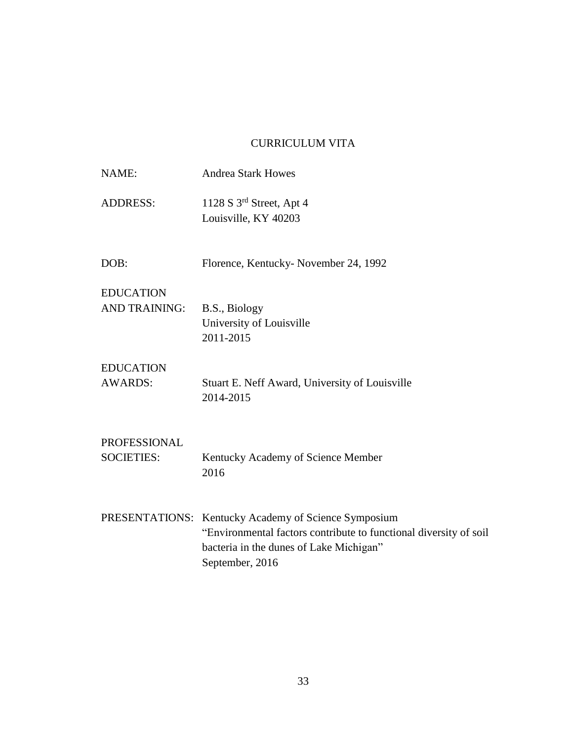# CURRICULUM VITA

NAME: Andrea Stark Howes

ADDRESS: 1128 S 3rd Street, Apt 4
Louisville, KY 40203

DOB: Florence, Kentucky- November 24, 1992

EDUCATION AND TRAINING: B.S., Biology
University of Louisville
2011-2015

EDUCATION AWARDS: Stuart E. Neff Award, University of Louisville
2014-2015

PROFESSIONAL SOCIETIES: Kentucky Academy of Science Member
2016

PRESENTATIONS: Kentucky Academy of Science Symposium
"Environmental factors contribute to functional diversity of soil bacteria in the dunes of Lake Michigan"
September, 2016